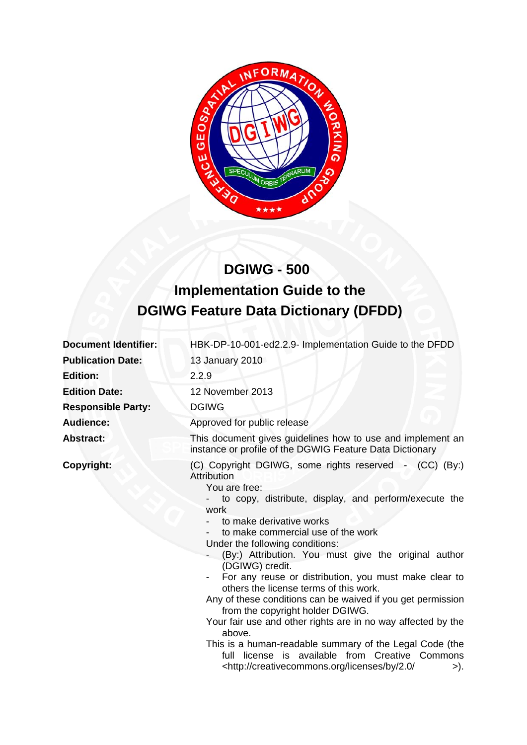# DGIWG - 500

# Implementation Guide to the DGIWG Feature Data Dictionary (DFDD)

| | |
|---|---|
| **Document Identifier:** | HBK-DP-10-001-ed2.2.9- Implementation Guide to the DFDD |
| **Publication Date:** | 13 January 2010 |
| **Edition:** | 2.2.9 |
| **Edition Date:** | 12 November 2013 |
| **Responsible Party:** | DGIWG |
| **Audience:** | Approved for public release |
| **Abstract:** | This document gives guidelines how to use and implement an instance or profile of the DGWIG Feature Data Dictionary |
| **Copyright:** | (C) Copyright DGIWG, some rights reserved - (CC) (By:) Attribution |

You are free:

- to copy, distribute, display, and perform/execute the work
- to make derivative works
- to make commercial use of the work

Under the following conditions:

- (By:) Attribution. You must give the original author (DGIWG) credit.
- For any reuse or distribution, you must make clear to others the license terms of this work.

Any of these conditions can be waived if you get permission from the copyright holder DGIWG.

Your fair use and other rights are in no way affected by the above.

This is a human-readable summary of the Legal Code (the full license is available from Creative Commons <http://creativecommons.org/licenses/by/2.0/ >).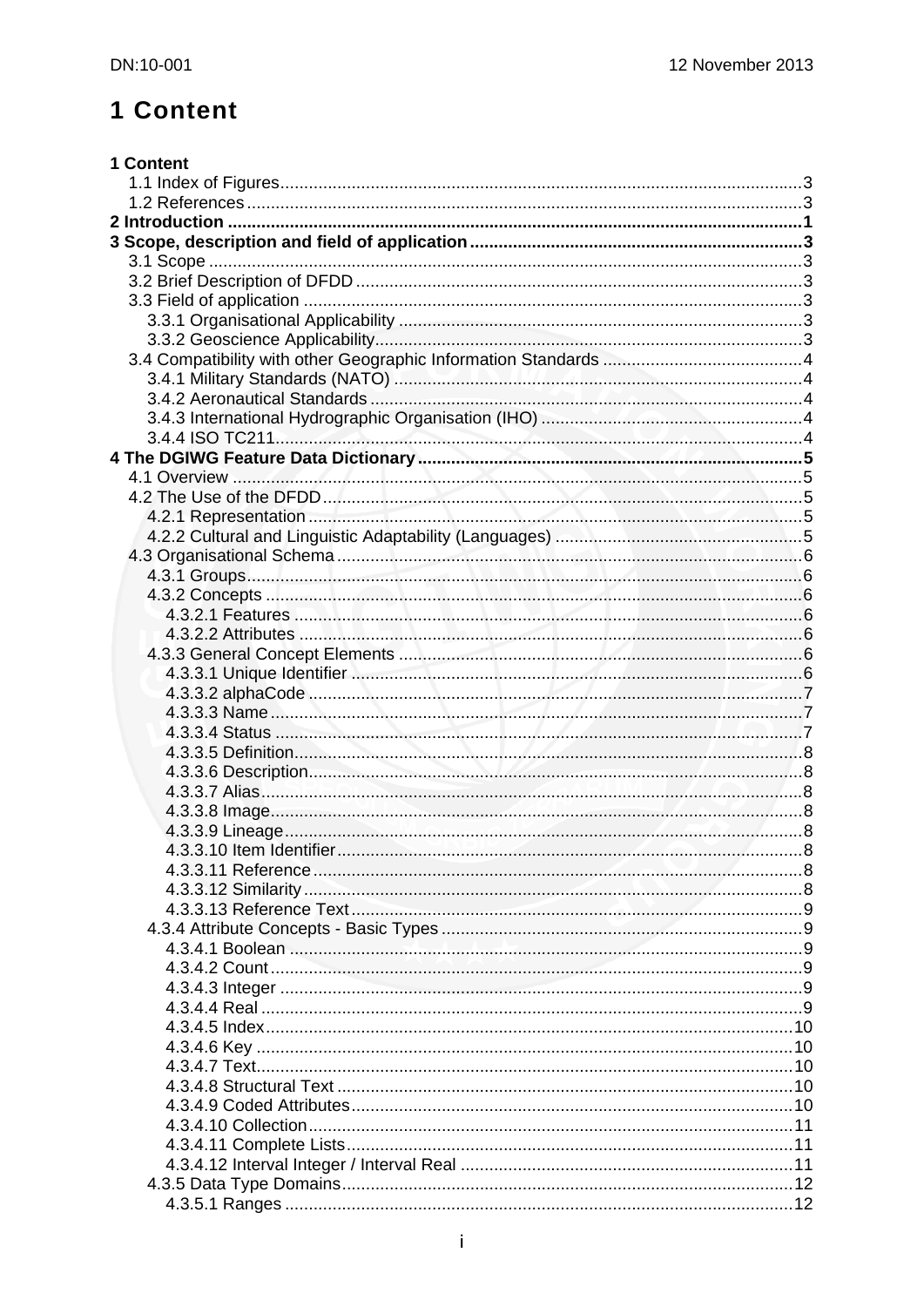# 1 Content

**1 Content**

- 1.1 Index of Figures ... 3
- 1.2 References ... 3

**2 Introduction ... 1**

**3 Scope, description and field of application ... 3**

- 3.1 Scope ... 3
- 3.2 Brief Description of DFDD ... 3
- 3.3 Field of application ... 3
  - 3.3.1 Organisational Applicability ... 3
  - 3.3.2 Geoscience Applicability ... 3
- 3.4 Compatibility with other Geographic Information Standards ... 4
  - 3.4.1 Military Standards (NATO) ... 4
  - 3.4.2 Aeronautical Standards ... 4
  - 3.4.3 International Hydrographic Organisation (IHO) ... 4
  - 3.4.4 ISO TC211 ... 4

**4 The DGIWG Feature Data Dictionary ... 5**

- 4.1 Overview ... 5
- 4.2 The Use of the DFDD ... 5
  - 4.2.1 Representation ... 5
  - 4.2.2 Cultural and Linguistic Adaptability (Languages) ... 5
- 4.3 Organisational Schema ... 6
  - 4.3.1 Groups ... 6
  - 4.3.2 Concepts ... 6
    - 4.3.2.1 Features ... 6
    - 4.3.2.2 Attributes ... 6
  - 4.3.3 General Concept Elements ... 6
    - 4.3.3.1 Unique Identifier ... 6
    - 4.3.3.2 alphaCode ... 7
    - 4.3.3.3 Name ... 7
    - 4.3.3.4 Status ... 7
    - 4.3.3.5 Definition ... 8
    - 4.3.3.6 Description ... 8
    - 4.3.3.7 Alias ... 8
    - 4.3.3.8 Image ... 8
    - 4.3.3.9 Lineage ... 8
    - 4.3.3.10 Item Identifier ... 8
    - 4.3.3.11 Reference ... 8
    - 4.3.3.12 Similarity ... 8
    - 4.3.3.13 Reference Text ... 9
  - 4.3.4 Attribute Concepts - Basic Types ... 9
    - 4.3.4.1 Boolean ... 9
    - 4.3.4.2 Count ... 9
    - 4.3.4.3 Integer ... 9
    - 4.3.4.4 Real ... 9
    - 4.3.4.5 Index ... 10
    - 4.3.4.6 Key ... 10
    - 4.3.4.7 Text ... 10
    - 4.3.4.8 Structural Text ... 10
    - 4.3.4.9 Coded Attributes ... 10
    - 4.3.4.10 Collection ... 11
    - 4.3.4.11 Complete Lists ... 11
    - 4.3.4.12 Interval Integer / Interval Real ... 11
  - 4.3.5 Data Type Domains ... 12
    - 4.3.5.1 Ranges ... 12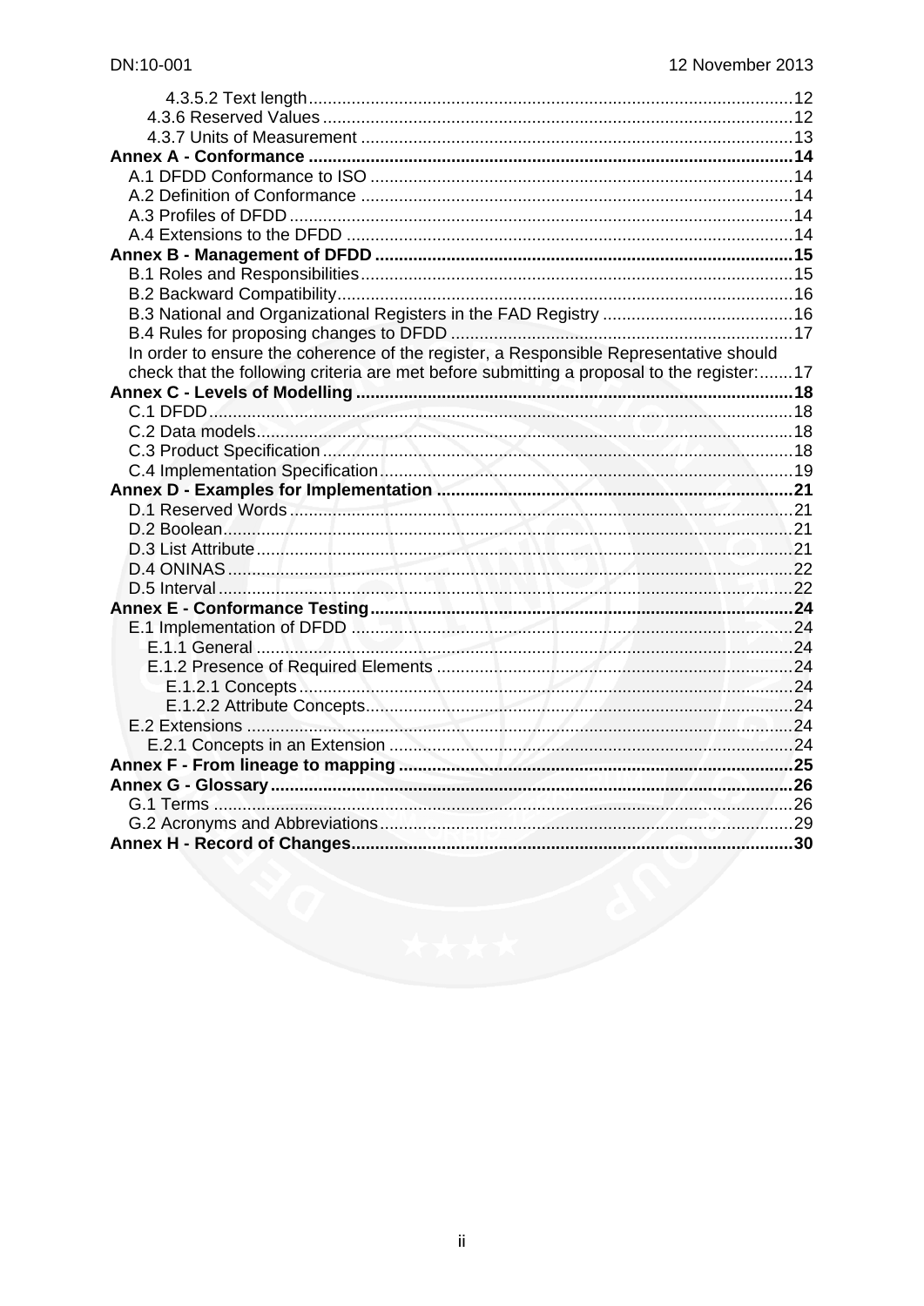4.3.5.2 Text length ..... 12
4.3.6 Reserved Values ..... 12
4.3.7 Units of Measurement ..... 13

**Annex A - Conformance ..... 14**

A.1 DFDD Conformance to ISO ..... 14
A.2 Definition of Conformance ..... 14
A.3 Profiles of DFDD ..... 14
A.4 Extensions to the DFDD ..... 14

**Annex B - Management of DFDD ..... 15**

B.1 Roles and Responsibilities ..... 15
B.2 Backward Compatibility ..... 16
B.3 National and Organizational Registers in the FAD Registry ..... 16
B.4 Rules for proposing changes to DFDD ..... 17
In order to ensure the coherence of the register, a Responsible Representative should check that the following criteria are met before submitting a proposal to the register: ..... 17

**Annex C - Levels of Modelling ..... 18**

C.1 DFDD ..... 18
C.2 Data models ..... 18
C.3 Product Specification ..... 18
C.4 Implementation Specification ..... 19

**Annex D - Examples for Implementation ..... 21**

D.1 Reserved Words ..... 21
D.2 Boolean ..... 21
D.3 List Attribute ..... 21
D.4 ONINAS ..... 22
D.5 Interval ..... 22

**Annex E - Conformance Testing ..... 24**

E.1 Implementation of DFDD ..... 24
E.1.1 General ..... 24
E.1.2 Presence of Required Elements ..... 24
E.1.2.1 Concepts ..... 24
E.1.2.2 Attribute Concepts ..... 24
E.2 Extensions ..... 24
E.2.1 Concepts in an Extension ..... 24

**Annex F - From lineage to mapping ..... 25**

**Annex G - Glossary ..... 26**

G.1 Terms ..... 26
G.2 Acronyms and Abbreviations ..... 29

**Annex H - Record of Changes ..... 30**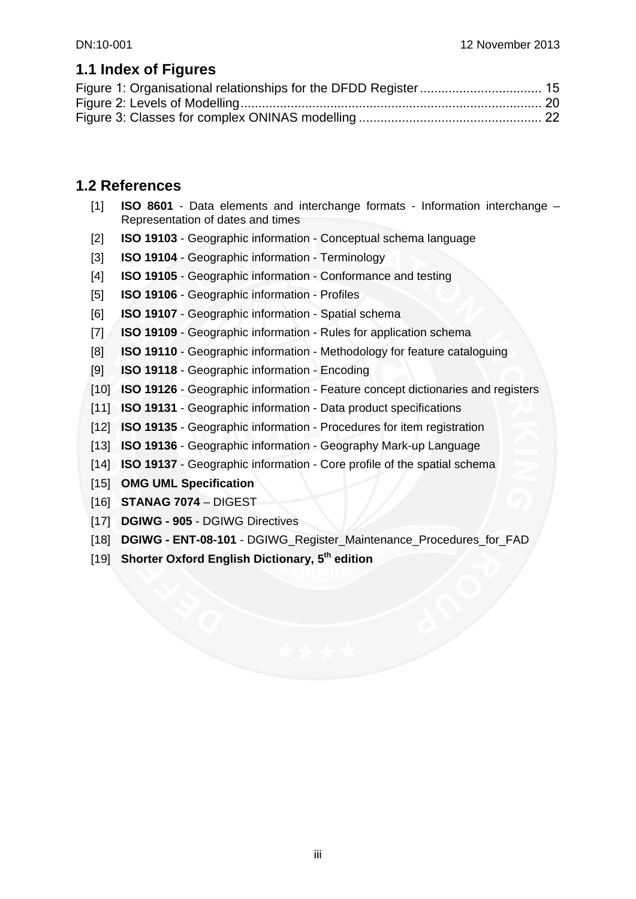## 1.1 Index of Figures

Figure 1: Organisational relationships for the DFDD Register .................................. 15
Figure 2: Levels of Modelling .................................................................................. 20
Figure 3: Classes for complex ONINAS modelling .................................................. 22

## 1.2 References

[1] **ISO 8601** - Data elements and interchange formats - Information interchange – Representation of dates and times

[2] **ISO 19103** - Geographic information - Conceptual schema language

[3] **ISO 19104** - Geographic information - Terminology

[4] **ISO 19105** - Geographic information - Conformance and testing

[5] **ISO 19106** - Geographic information - Profiles

[6] **ISO 19107** - Geographic information - Spatial schema

[7] **ISO 19109** - Geographic information - Rules for application schema

[8] **ISO 19110** - Geographic information - Methodology for feature cataloguing

[9] **ISO 19118** - Geographic information - Encoding

[10] **ISO 19126** - Geographic information - Feature concept dictionaries and registers

[11] **ISO 19131** - Geographic information - Data product specifications

[12] **ISO 19135** - Geographic information - Procedures for item registration

[13] **ISO 19136** - Geographic information - Geography Mark-up Language

[14] **ISO 19137** - Geographic information - Core profile of the spatial schema

[15] **OMG UML Specification**

[16] **STANAG 7074** – DIGEST

[17] **DGIWG - 905** - DGIWG Directives

[18] **DGIWG - ENT-08-101** - DGIWG_Register_Maintenance_Procedures_for_FAD

[19] **Shorter Oxford English Dictionary, 5th edition**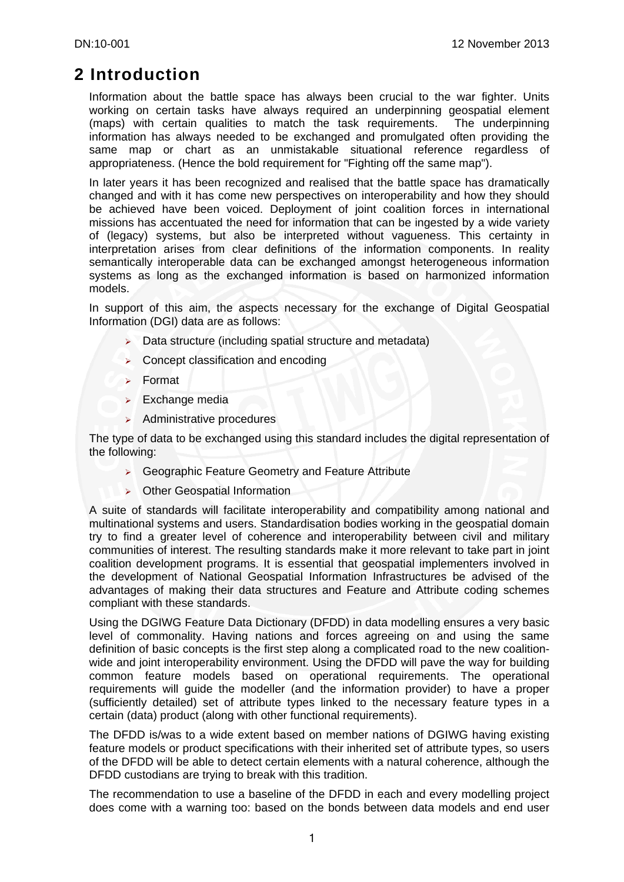# 2 Introduction

Information about the battle space has always been crucial to the war fighter. Units working on certain tasks have always required an underpinning geospatial element (maps) with certain qualities to match the task requirements. The underpinning information has always needed to be exchanged and promulgated often providing the same map or chart as an unmistakable situational reference regardless of appropriateness. (Hence the bold requirement for "Fighting off the same map").

In later years it has been recognized and realised that the battle space has dramatically changed and with it has come new perspectives on interoperability and how they should be achieved have been voiced. Deployment of joint coalition forces in international missions has accentuated the need for information that can be ingested by a wide variety of (legacy) systems, but also be interpreted without vagueness. This certainty in interpretation arises from clear definitions of the information components. In reality semantically interoperable data can be exchanged amongst heterogeneous information systems as long as the exchanged information is based on harmonized information models.

In support of this aim, the aspects necessary for the exchange of Digital Geospatial Information (DGI) data are as follows:

- Data structure (including spatial structure and metadata)
- Concept classification and encoding
- Format
- Exchange media
- Administrative procedures

The type of data to be exchanged using this standard includes the digital representation of the following:

- Geographic Feature Geometry and Feature Attribute
- Other Geospatial Information

A suite of standards will facilitate interoperability and compatibility among national and multinational systems and users. Standardisation bodies working in the geospatial domain try to find a greater level of coherence and interoperability between civil and military communities of interest. The resulting standards make it more relevant to take part in joint coalition development programs. It is essential that geospatial implementers involved in the development of National Geospatial Information Infrastructures be advised of the advantages of making their data structures and Feature and Attribute coding schemes compliant with these standards.

Using the DGIWG Feature Data Dictionary (DFDD) in data modelling ensures a very basic level of commonality. Having nations and forces agreeing on and using the same definition of basic concepts is the first step along a complicated road to the new coalition-wide and joint interoperability environment. Using the DFDD will pave the way for building common feature models based on operational requirements. The operational requirements will guide the modeller (and the information provider) to have a proper (sufficiently detailed) set of attribute types linked to the necessary feature types in a certain (data) product (along with other functional requirements).

The DFDD is/was to a wide extent based on member nations of DGIWG having existing feature models or product specifications with their inherited set of attribute types, so users of the DFDD will be able to detect certain elements with a natural coherence, although the DFDD custodians are trying to break with this tradition.

The recommendation to use a baseline of the DFDD in each and every modelling project does come with a warning too: based on the bonds between data models and end user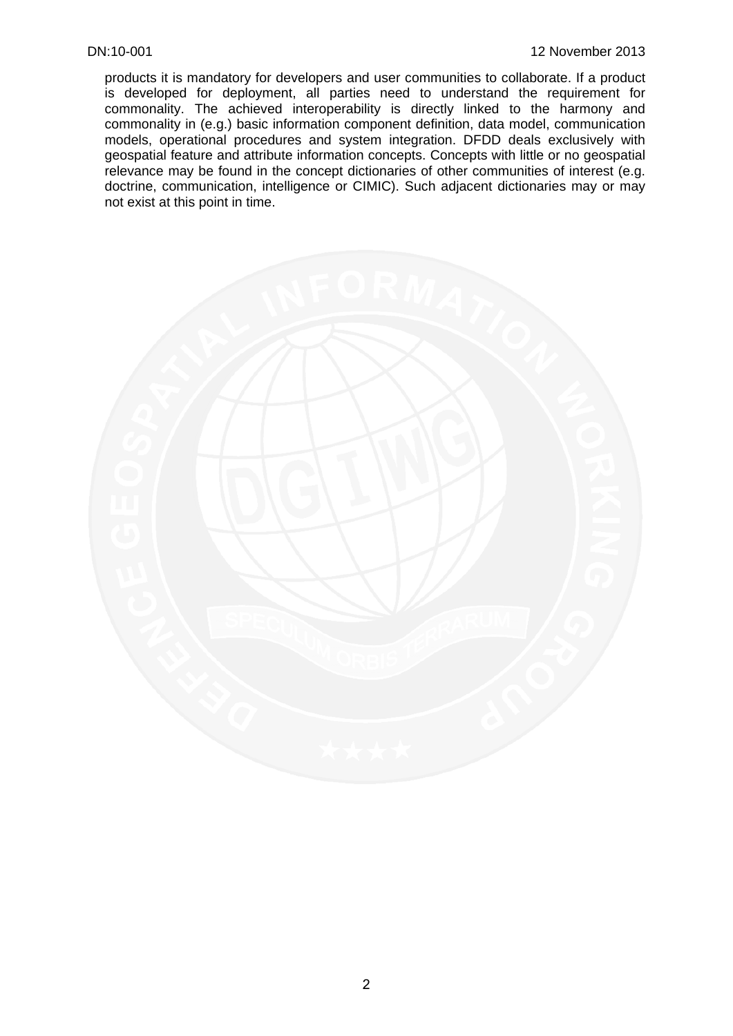products it is mandatory for developers and user communities to collaborate. If a product is developed for deployment, all parties need to understand the requirement for commonality. The achieved interoperability is directly linked to the harmony and commonality in (e.g.) basic information component definition, data model, communication models, operational procedures and system integration. DFDD deals exclusively with geospatial feature and attribute information concepts. Concepts with little or no geospatial relevance may be found in the concept dictionaries of other communities of interest (e.g. doctrine, communication, intelligence or CIMIC). Such adjacent dictionaries may or may not exist at this point in time.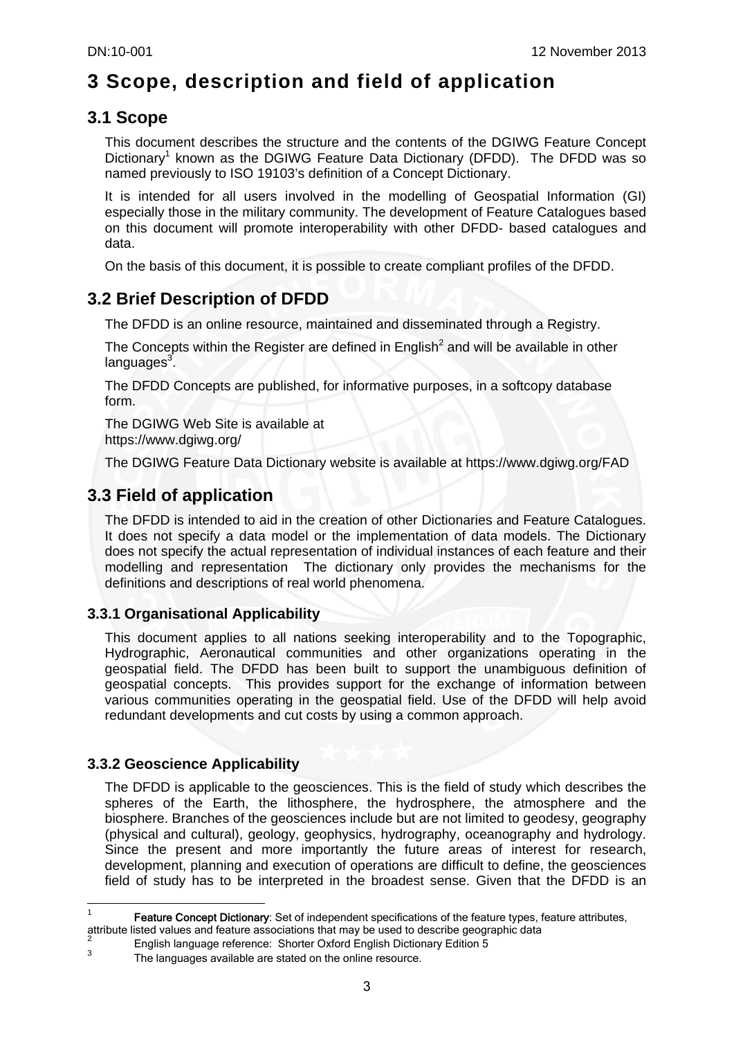# 3 Scope, description and field of application

## 3.1 Scope

This document describes the structure and the contents of the DGIWG Feature Concept Dictionary[1] known as the DGIWG Feature Data Dictionary (DFDD). The DFDD was so named previously to ISO 19103's definition of a Concept Dictionary.

It is intended for all users involved in the modelling of Geospatial Information (GI) especially those in the military community. The development of Feature Catalogues based on this document will promote interoperability with other DFDD- based catalogues and data.

On the basis of this document, it is possible to create compliant profiles of the DFDD.

## 3.2 Brief Description of DFDD

The DFDD is an online resource, maintained and disseminated through a Registry.

The Concepts within the Register are defined in English[2] and will be available in other languages[3].

The DFDD Concepts are published, for informative purposes, in a softcopy database form.

The DGIWG Web Site is available at
https://www.dgiwg.org/

The DGIWG Feature Data Dictionary website is available at https://www.dgiwg.org/FAD

## 3.3 Field of application

The DFDD is intended to aid in the creation of other Dictionaries and Feature Catalogues. It does not specify a data model or the implementation of data models. The Dictionary does not specify the actual representation of individual instances of each feature and their modelling and representation The dictionary only provides the mechanisms for the definitions and descriptions of real world phenomena.

### 3.3.1 Organisational Applicability

This document applies to all nations seeking interoperability and to the Topographic, Hydrographic, Aeronautical communities and other organizations operating in the geospatial field. The DFDD has been built to support the unambiguous definition of geospatial concepts. This provides support for the exchange of information between various communities operating in the geospatial field. Use of the DFDD will help avoid redundant developments and cut costs by using a common approach.

### 3.3.2 Geoscience Applicability

The DFDD is applicable to the geosciences. This is the field of study which describes the spheres of the Earth, the lithosphere, the hydrosphere, the atmosphere and the biosphere. Branches of the geosciences include but are not limited to geodesy, geography (physical and cultural), geology, geophysics, hydrography, oceanography and hydrology. Since the present and more importantly the future areas of interest for research, development, planning and execution of operations are difficult to define, the geosciences field of study has to be interpreted in the broadest sense. Given that the DFDD is an

---

[1] **Feature Concept Dictionary**: Set of independent specifications of the feature types, feature attributes, attribute listed values and feature associations that may be used to describe geographic data

[2] English language reference: Shorter Oxford English Dictionary Edition 5

[3] The languages available are stated on the online resource.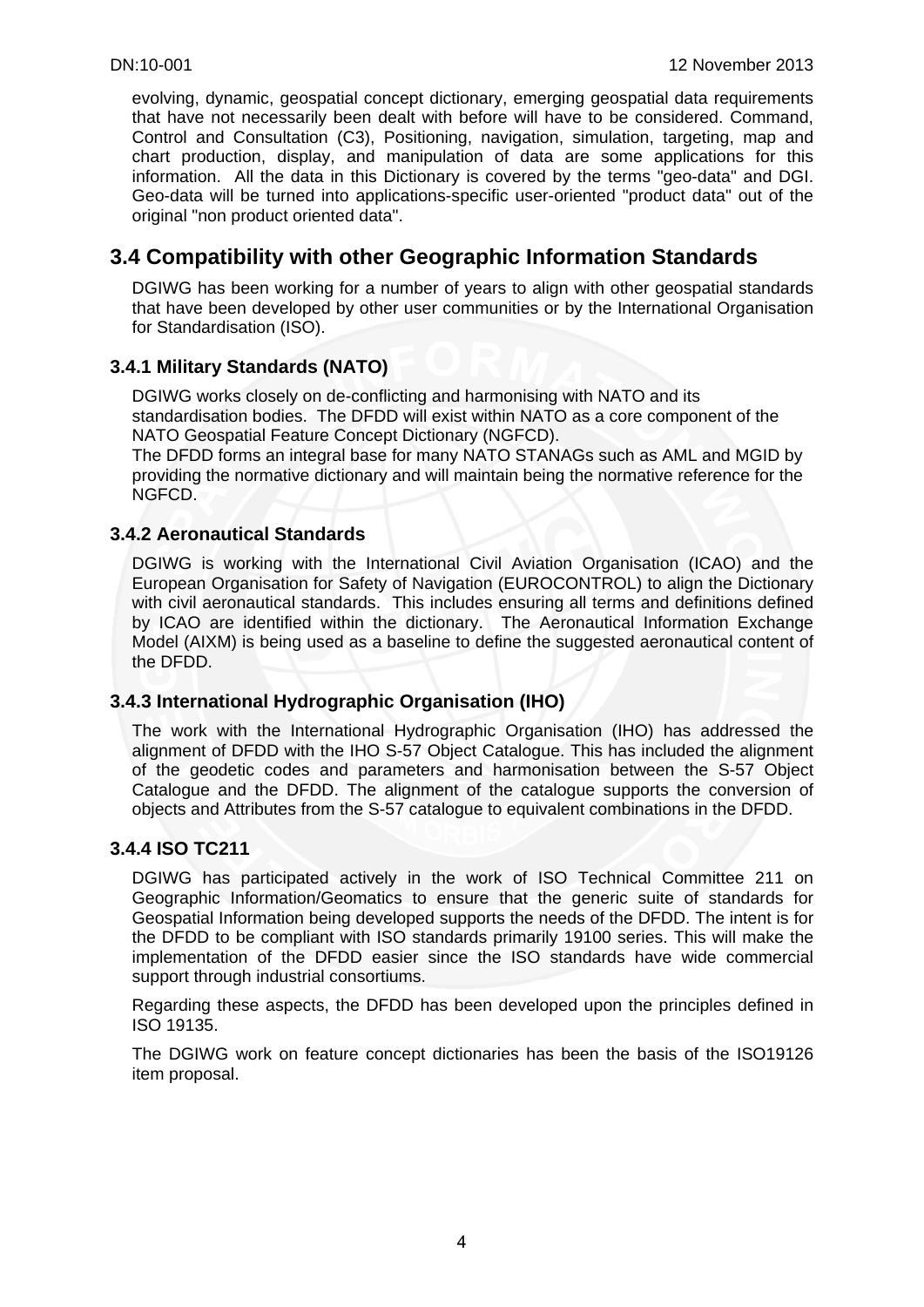evolving, dynamic, geospatial concept dictionary, emerging geospatial data requirements that have not necessarily been dealt with before will have to be considered. Command, Control and Consultation (C3), Positioning, navigation, simulation, targeting, map and chart production, display, and manipulation of data are some applications for this information. All the data in this Dictionary is covered by the terms "geo-data" and DGI. Geo-data will be turned into applications-specific user-oriented "product data" out of the original "non product oriented data".

## 3.4 Compatibility with other Geographic Information Standards

DGIWG has been working for a number of years to align with other geospatial standards that have been developed by other user communities or by the International Organisation for Standardisation (ISO).

### 3.4.1 Military Standards (NATO)

DGIWG works closely on de-conflicting and harmonising with NATO and its standardisation bodies. The DFDD will exist within NATO as a core component of the NATO Geospatial Feature Concept Dictionary (NGFCD).
The DFDD forms an integral base for many NATO STANAGs such as AML and MGID by providing the normative dictionary and will maintain being the normative reference for the NGFCD.

### 3.4.2 Aeronautical Standards

DGIWG is working with the International Civil Aviation Organisation (ICAO) and the European Organisation for Safety of Navigation (EUROCONTROL) to align the Dictionary with civil aeronautical standards. This includes ensuring all terms and definitions defined by ICAO are identified within the dictionary. The Aeronautical Information Exchange Model (AIXM) is being used as a baseline to define the suggested aeronautical content of the DFDD.

### 3.4.3 International Hydrographic Organisation (IHO)

The work with the International Hydrographic Organisation (IHO) has addressed the alignment of DFDD with the IHO S-57 Object Catalogue. This has included the alignment of the geodetic codes and parameters and harmonisation between the S-57 Object Catalogue and the DFDD. The alignment of the catalogue supports the conversion of objects and Attributes from the S-57 catalogue to equivalent combinations in the DFDD.

### 3.4.4 ISO TC211

DGIWG has participated actively in the work of ISO Technical Committee 211 on Geographic Information/Geomatics to ensure that the generic suite of standards for Geospatial Information being developed supports the needs of the DFDD. The intent is for the DFDD to be compliant with ISO standards primarily 19100 series. This will make the implementation of the DFDD easier since the ISO standards have wide commercial support through industrial consortiums.

Regarding these aspects, the DFDD has been developed upon the principles defined in ISO 19135.

The DGIWG work on feature concept dictionaries has been the basis of the ISO19126 item proposal.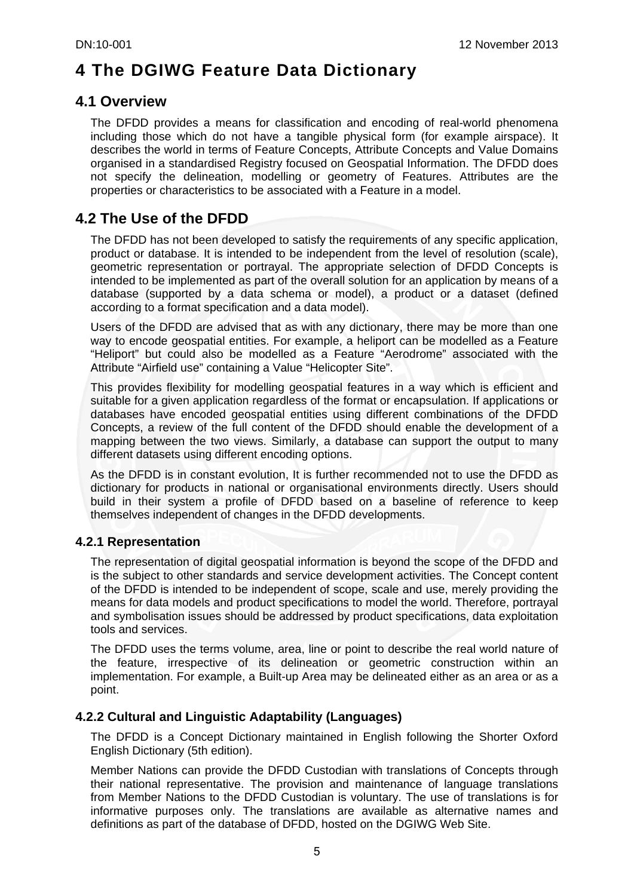# 4 The DGIWG Feature Data Dictionary

## 4.1 Overview

The DFDD provides a means for classification and encoding of real-world phenomena including those which do not have a tangible physical form (for example airspace). It describes the world in terms of Feature Concepts, Attribute Concepts and Value Domains organised in a standardised Registry focused on Geospatial Information. The DFDD does not specify the delineation, modelling or geometry of Features. Attributes are the properties or characteristics to be associated with a Feature in a model.

## 4.2 The Use of the DFDD

The DFDD has not been developed to satisfy the requirements of any specific application, product or database. It is intended to be independent from the level of resolution (scale), geometric representation or portrayal. The appropriate selection of DFDD Concepts is intended to be implemented as part of the overall solution for an application by means of a database (supported by a data schema or model), a product or a dataset (defined according to a format specification and a data model).

Users of the DFDD are advised that as with any dictionary, there may be more than one way to encode geospatial entities. For example, a heliport can be modelled as a Feature “Heliport” but could also be modelled as a Feature “Aerodrome” associated with the Attribute “Airfield use” containing a Value “Helicopter Site”.

This provides flexibility for modelling geospatial features in a way which is efficient and suitable for a given application regardless of the format or encapsulation. If applications or databases have encoded geospatial entities using different combinations of the DFDD Concepts, a review of the full content of the DFDD should enable the development of a mapping between the two views. Similarly, a database can support the output to many different datasets using different encoding options.

As the DFDD is in constant evolution, It is further recommended not to use the DFDD as dictionary for products in national or organisational environments directly. Users should build in their system a profile of DFDD based on a baseline of reference to keep themselves independent of changes in the DFDD developments.

### 4.2.1 Representation

The representation of digital geospatial information is beyond the scope of the DFDD and is the subject to other standards and service development activities. The Concept content of the DFDD is intended to be independent of scope, scale and use, merely providing the means for data models and product specifications to model the world. Therefore, portrayal and symbolisation issues should be addressed by product specifications, data exploitation tools and services.

The DFDD uses the terms volume, area, line or point to describe the real world nature of the feature, irrespective of its delineation or geometric construction within an implementation. For example, a Built-up Area may be delineated either as an area or as a point.

### 4.2.2 Cultural and Linguistic Adaptability (Languages)

The DFDD is a Concept Dictionary maintained in English following the Shorter Oxford English Dictionary (5th edition).

Member Nations can provide the DFDD Custodian with translations of Concepts through their national representative. The provision and maintenance of language translations from Member Nations to the DFDD Custodian is voluntary. The use of translations is for informative purposes only. The translations are available as alternative names and definitions as part of the database of DFDD, hosted on the DGIWG Web Site.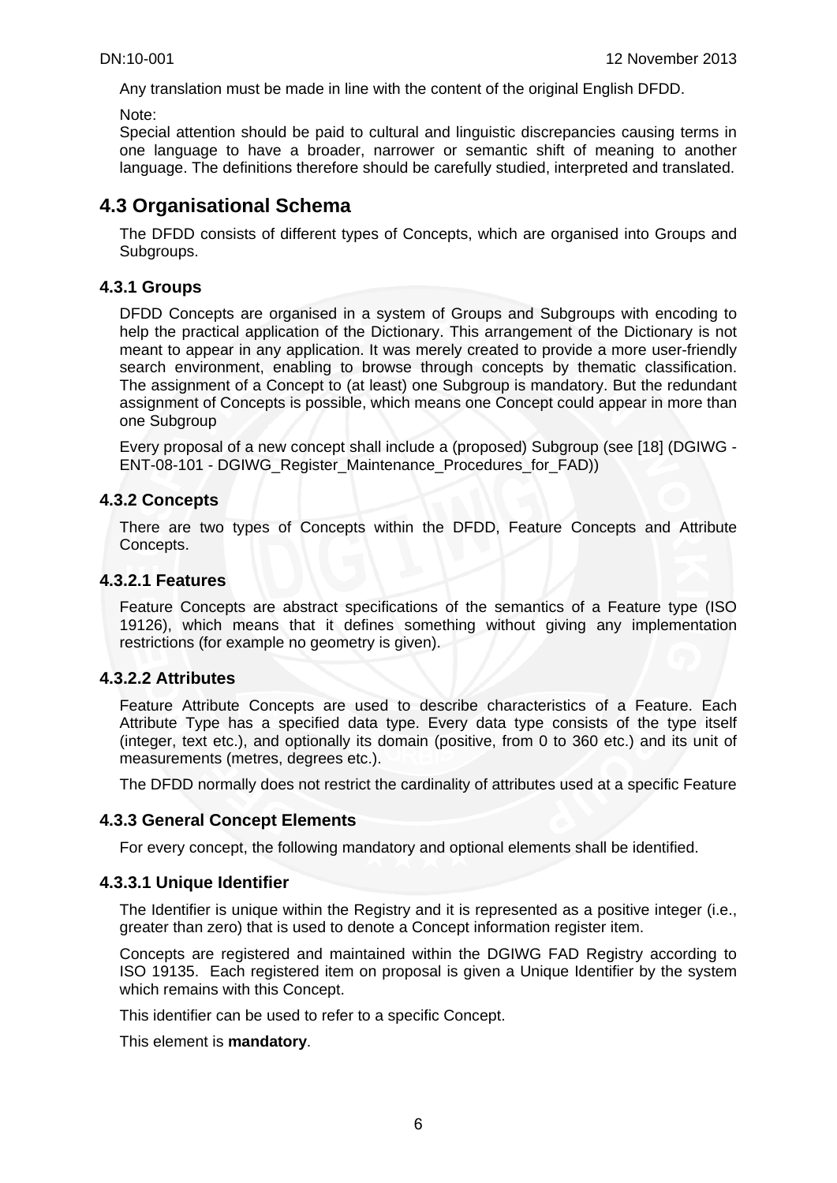Any translation must be made in line with the content of the original English DFDD.

Note:
Special attention should be paid to cultural and linguistic discrepancies causing terms in one language to have a broader, narrower or semantic shift of meaning to another language. The definitions therefore should be carefully studied, interpreted and translated.

## 4.3 Organisational Schema

The DFDD consists of different types of Concepts, which are organised into Groups and Subgroups.

### 4.3.1 Groups

DFDD Concepts are organised in a system of Groups and Subgroups with encoding to help the practical application of the Dictionary. This arrangement of the Dictionary is not meant to appear in any application. It was merely created to provide a more user-friendly search environment, enabling to browse through concepts by thematic classification. The assignment of a Concept to (at least) one Subgroup is mandatory. But the redundant assignment of Concepts is possible, which means one Concept could appear in more than one Subgroup

Every proposal of a new concept shall include a (proposed) Subgroup (see [18] (DGIWG - ENT-08-101 - DGIWG_Register_Maintenance_Procedures_for_FAD))

### 4.3.2 Concepts

There are two types of Concepts within the DFDD, Feature Concepts and Attribute Concepts.

#### 4.3.2.1 Features

Feature Concepts are abstract specifications of the semantics of a Feature type (ISO 19126), which means that it defines something without giving any implementation restrictions (for example no geometry is given).

#### 4.3.2.2 Attributes

Feature Attribute Concepts are used to describe characteristics of a Feature. Each Attribute Type has a specified data type. Every data type consists of the type itself (integer, text etc.), and optionally its domain (positive, from 0 to 360 etc.) and its unit of measurements (metres, degrees etc.).

The DFDD normally does not restrict the cardinality of attributes used at a specific Feature

### 4.3.3 General Concept Elements

For every concept, the following mandatory and optional elements shall be identified.

#### 4.3.3.1 Unique Identifier

The Identifier is unique within the Registry and it is represented as a positive integer (i.e., greater than zero) that is used to denote a Concept information register item.

Concepts are registered and maintained within the DGIWG FAD Registry according to ISO 19135. Each registered item on proposal is given a Unique Identifier by the system which remains with this Concept.

This identifier can be used to refer to a specific Concept.

This element is **mandatory**.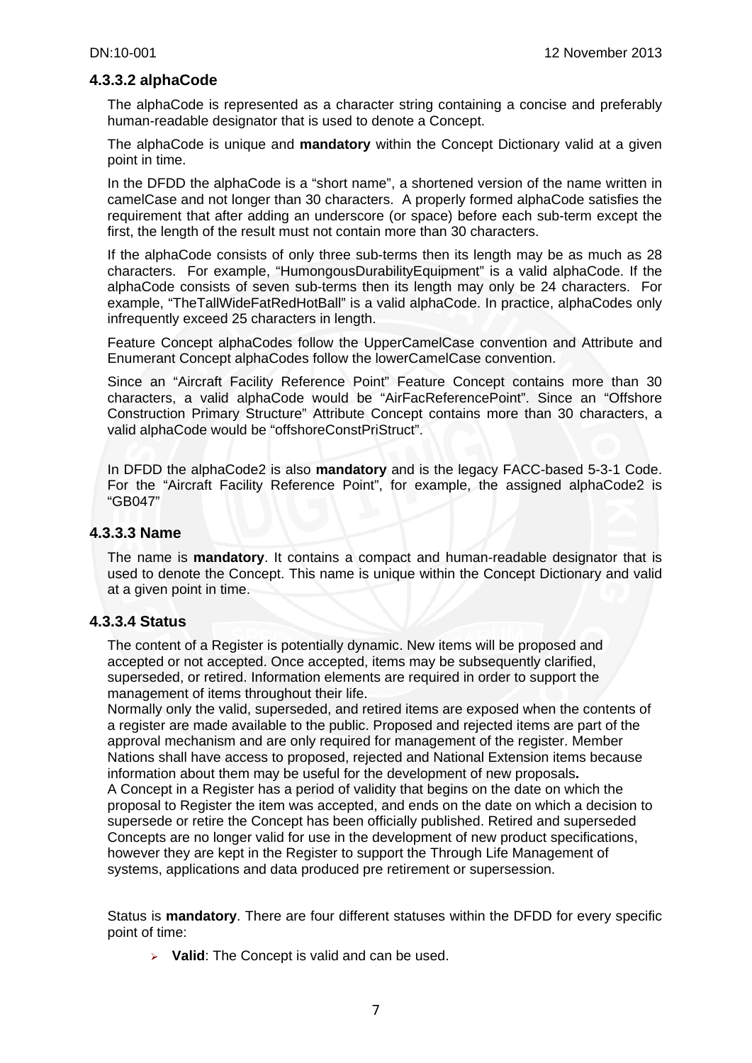#### 4.3.3.2 alphaCode

The alphaCode is represented as a character string containing a concise and preferably human-readable designator that is used to denote a Concept.

The alphaCode is unique and **mandatory** within the Concept Dictionary valid at a given point in time.

In the DFDD the alphaCode is a "short name", a shortened version of the name written in camelCase and not longer than 30 characters. A properly formed alphaCode satisfies the requirement that after adding an underscore (or space) before each sub-term except the first, the length of the result must not contain more than 30 characters.

If the alphaCode consists of only three sub-terms then its length may be as much as 28 characters. For example, "HumongousDurabilityEquipment" is a valid alphaCode. If the alphaCode consists of seven sub-terms then its length may only be 24 characters. For example, "TheTallWideFatRedHotBall" is a valid alphaCode. In practice, alphaCodes only infrequently exceed 25 characters in length.

Feature Concept alphaCodes follow the UpperCamelCase convention and Attribute and Enumerant Concept alphaCodes follow the lowerCamelCase convention.

Since an "Aircraft Facility Reference Point" Feature Concept contains more than 30 characters, a valid alphaCode would be "AirFacReferencePoint". Since an "Offshore Construction Primary Structure" Attribute Concept contains more than 30 characters, a valid alphaCode would be "offshoreConstPriStruct".

In DFDD the alphaCode2 is also **mandatory** and is the legacy FACC-based 5-3-1 Code. For the "Aircraft Facility Reference Point", for example, the assigned alphaCode2 is "GB047"

#### 4.3.3.3 Name

The name is **mandatory**. It contains a compact and human-readable designator that is used to denote the Concept. This name is unique within the Concept Dictionary and valid at a given point in time.

#### 4.3.3.4 Status

The content of a Register is potentially dynamic. New items will be proposed and accepted or not accepted. Once accepted, items may be subsequently clarified, superseded, or retired. Information elements are required in order to support the management of items throughout their life.

Normally only the valid, superseded, and retired items are exposed when the contents of a register are made available to the public. Proposed and rejected items are part of the approval mechanism and are only required for management of the register. Member Nations shall have access to proposed, rejected and National Extension items because information about them may be useful for the development of new proposals**.**

A Concept in a Register has a period of validity that begins on the date on which the proposal to Register the item was accepted, and ends on the date on which a decision to supersede or retire the Concept has been officially published. Retired and superseded Concepts are no longer valid for use in the development of new product specifications, however they are kept in the Register to support the Through Life Management of systems, applications and data produced pre retirement or supersession.

Status is **mandatory**. There are four different statuses within the DFDD for every specific point of time:

- **Valid**: The Concept is valid and can be used.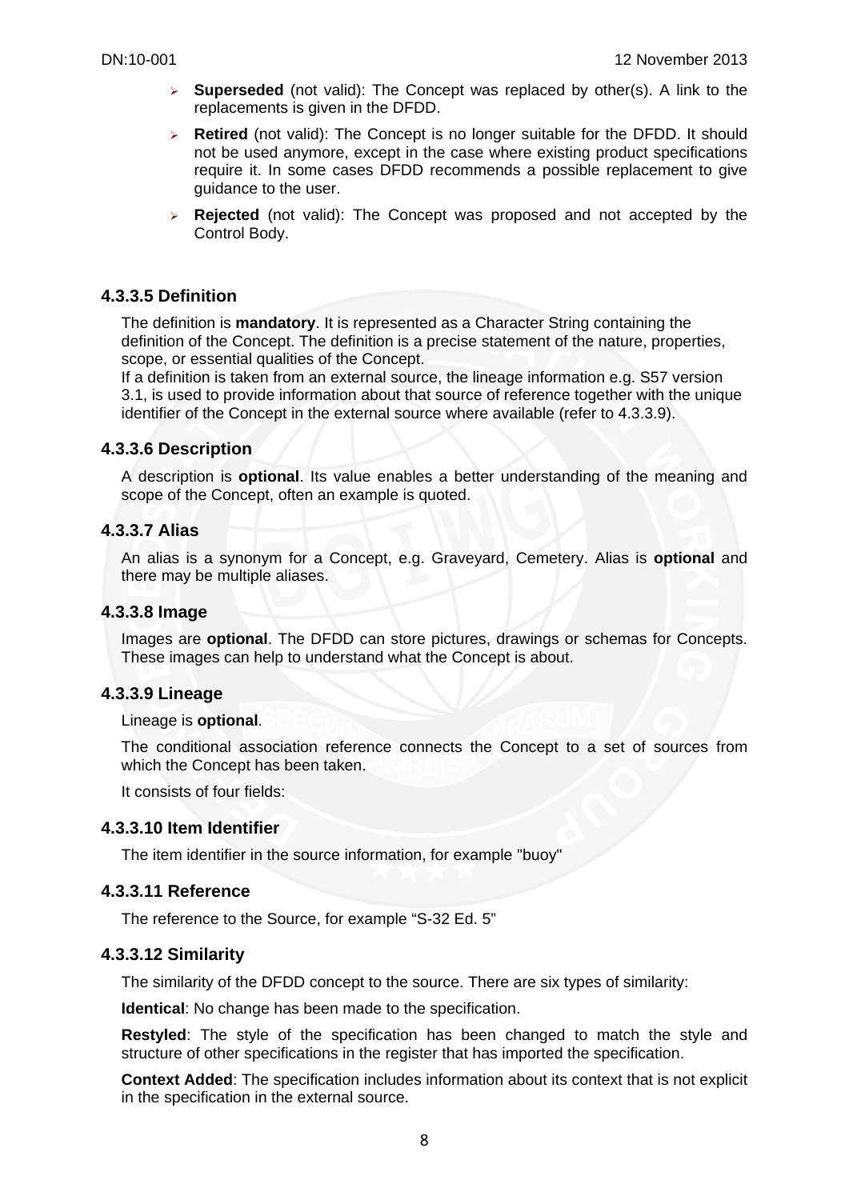- **Superseded** (not valid): The Concept was replaced by other(s). A link to the replacements is given in the DFDD.
- **Retired** (not valid): The Concept is no longer suitable for the DFDD. It should not be used anymore, except in the case where existing product specifications require it. In some cases DFDD recommends a possible replacement to give guidance to the user.
- **Rejected** (not valid): The Concept was proposed and not accepted by the Control Body.

#### 4.3.3.5 Definition

The definition is **mandatory**. It is represented as a Character String containing the definition of the Concept. The definition is a precise statement of the nature, properties, scope, or essential qualities of the Concept.
If a definition is taken from an external source, the lineage information e.g. S57 version 3.1, is used to provide information about that source of reference together with the unique identifier of the Concept in the external source where available (refer to 4.3.3.9).

#### 4.3.3.6 Description

A description is **optional**. Its value enables a better understanding of the meaning and scope of the Concept, often an example is quoted.

#### 4.3.3.7 Alias

An alias is a synonym for a Concept, e.g. Graveyard, Cemetery. Alias is **optional** and there may be multiple aliases.

#### 4.3.3.8 Image

Images are **optional**. The DFDD can store pictures, drawings or schemas for Concepts. These images can help to understand what the Concept is about.

#### 4.3.3.9 Lineage

Lineage is **optional**.

The conditional association reference connects the Concept to a set of sources from which the Concept has been taken.

It consists of four fields:

#### 4.3.3.10 Item Identifier

The item identifier in the source information, for example "buoy"

#### 4.3.3.11 Reference

The reference to the Source, for example “S-32 Ed. 5”

#### 4.3.3.12 Similarity

The similarity of the DFDD concept to the source. There are six types of similarity:

**Identical**: No change has been made to the specification.

**Restyled**: The style of the specification has been changed to match the style and structure of other specifications in the register that has imported the specification.

**Context Added**: The specification includes information about its context that is not explicit in the specification in the external source.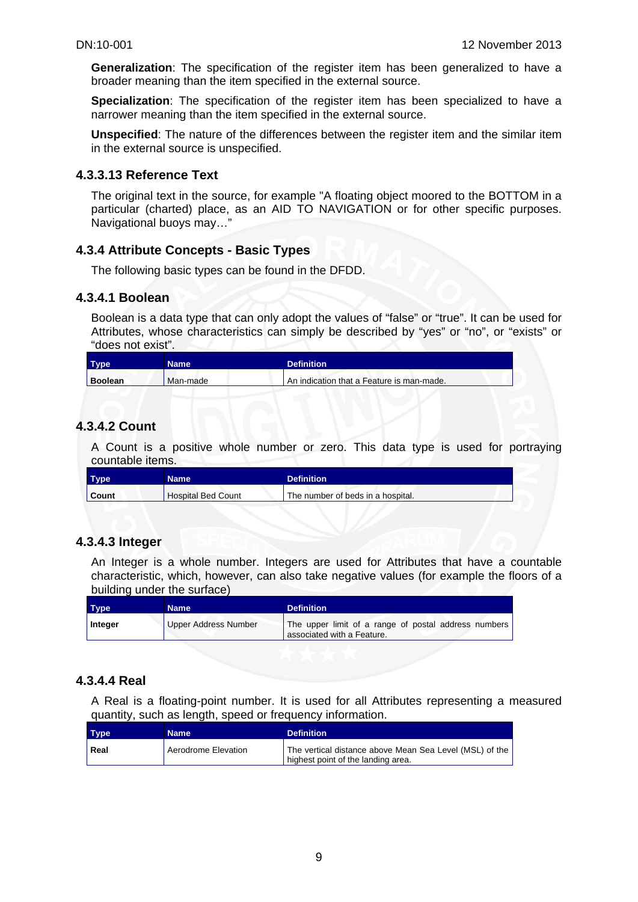**Generalization**: The specification of the register item has been generalized to have a broader meaning than the item specified in the external source.

**Specialization**: The specification of the register item has been specialized to have a narrower meaning than the item specified in the external source.

**Unspecified**: The nature of the differences between the register item and the similar item in the external source is unspecified.

#### 4.3.3.13 Reference Text

The original text in the source, for example "A floating object moored to the BOTTOM in a particular (charted) place, as an AID TO NAVIGATION or for other specific purposes. Navigational buoys may…"

### 4.3.4 Attribute Concepts - Basic Types

The following basic types can be found in the DFDD.

#### 4.3.4.1 Boolean

Boolean is a data type that can only adopt the values of "false" or "true". It can be used for Attributes, whose characteristics can simply be described by "yes" or "no", or "exists" or "does not exist".

| Type | Name | Definition |
|---|---|---|
| **Boolean** | Man-made | An indication that a Feature is man-made. |

#### 4.3.4.2 Count

A Count is a positive whole number or zero. This data type is used for portraying countable items.

| Type | Name | Definition |
|---|---|---|
| **Count** | Hospital Bed Count | The number of beds in a hospital. |

#### 4.3.4.3 Integer

An Integer is a whole number. Integers are used for Attributes that have a countable characteristic, which, however, can also take negative values (for example the floors of a building under the surface)

| Type | Name | Definition |
|---|---|---|
| **Integer** | Upper Address Number | The upper limit of a range of postal address numbers associated with a Feature. |

#### 4.3.4.4 Real

A Real is a floating-point number. It is used for all Attributes representing a measured quantity, such as length, speed or frequency information.

| Type | Name | Definition |
|---|---|---|
| **Real** | Aerodrome Elevation | The vertical distance above Mean Sea Level (MSL) of the highest point of the landing area. |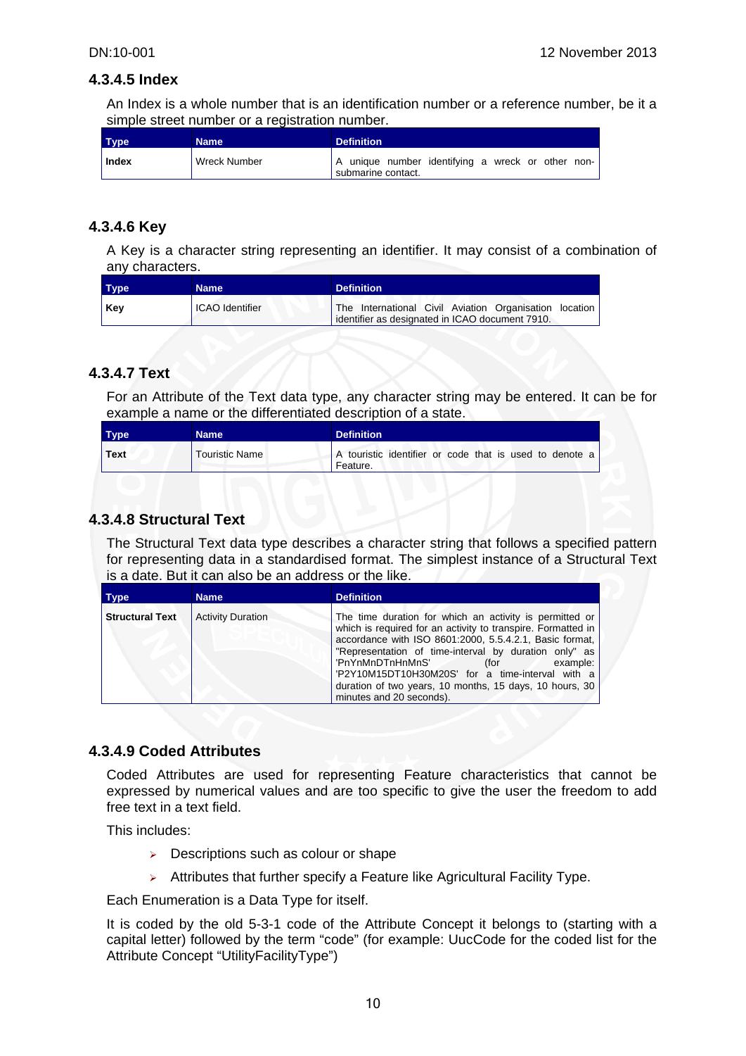### 4.3.4.5 Index

An Index is a whole number that is an identification number or a reference number, be it a simple street number or a registration number.

| Type | Name | Definition |
|---|---|---|
| **Index** | Wreck Number | A unique number identifying a wreck or other non-submarine contact. |

### 4.3.4.6 Key

A Key is a character string representing an identifier. It may consist of a combination of any characters.

| Type | Name | Definition |
|---|---|---|
| **Key** | ICAO Identifier | The International Civil Aviation Organisation location identifier as designated in ICAO document 7910. |

### 4.3.4.7 Text

For an Attribute of the Text data type, any character string may be entered. It can be for example a name or the differentiated description of a state.

| Type | Name | Definition |
|---|---|---|
| **Text** | Touristic Name | A touristic identifier or code that is used to denote a Feature. |

### 4.3.4.8 Structural Text

The Structural Text data type describes a character string that follows a specified pattern for representing data in a standardised format. The simplest instance of a Structural Text is a date. But it can also be an address or the like.

| Type | Name | Definition |
|---|---|---|
| **Structural Text** | Activity Duration | The time duration for which an activity is permitted or which is required for an activity to transpire. Formatted in accordance with ISO 8601:2000, 5.5.4.2.1, Basic format, "Representation of time-interval by duration only" as 'PnYnMnDTnHnMnS' (for example: 'P2Y10M15DT10H30M20S' for a time-interval with a duration of two years, 10 months, 15 days, 10 hours, 30 minutes and 20 seconds). |

### 4.3.4.9 Coded Attributes

Coded Attributes are used for representing Feature characteristics that cannot be expressed by numerical values and are too specific to give the user the freedom to add free text in a text field.

This includes:

- Descriptions such as colour or shape
- Attributes that further specify a Feature like Agricultural Facility Type.

Each Enumeration is a Data Type for itself.

It is coded by the old 5-3-1 code of the Attribute Concept it belongs to (starting with a capital letter) followed by the term “code” (for example: UucCode for the coded list for the Attribute Concept “UtilityFacilityType”)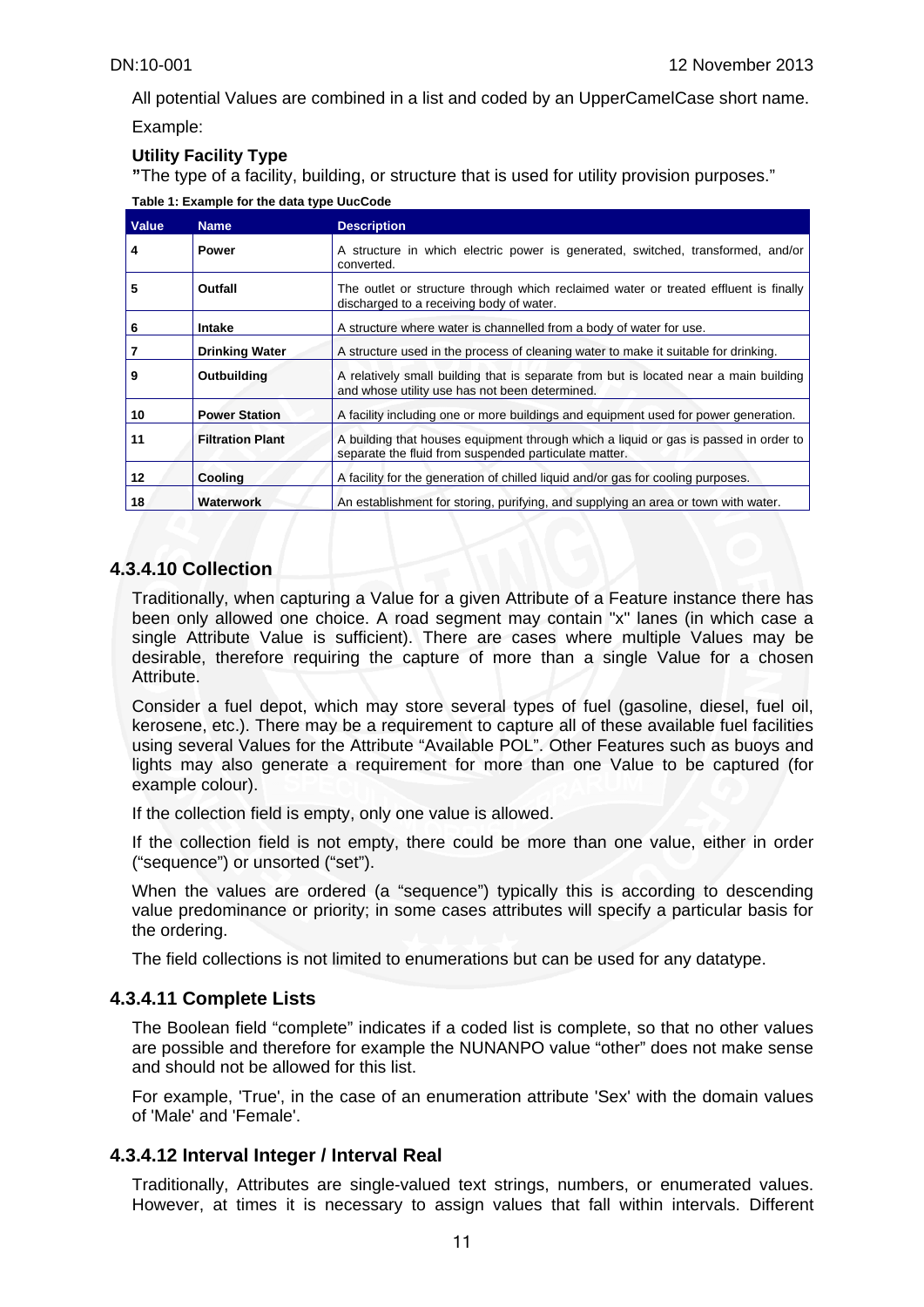All potential Values are combined in a list and coded by an UpperCamelCase short name.

Example:

**Utility Facility Type**

**"**The type of a facility, building, or structure that is used for utility provision purposes."

**Table 1: Example for the data type UucCode**

| Value | Name | Description |
|---|---|---|
| 4 | **Power** | A structure in which electric power is generated, switched, transformed, and/or converted. |
| 5 | **Outfall** | The outlet or structure through which reclaimed water or treated effluent is finally discharged to a receiving body of water. |
| 6 | **Intake** | A structure where water is channelled from a body of water for use. |
| 7 | **Drinking Water** | A structure used in the process of cleaning water to make it suitable for drinking. |
| 9 | **Outbuilding** | A relatively small building that is separate from but is located near a main building and whose utility use has not been determined. |
| 10 | **Power Station** | A facility including one or more buildings and equipment used for power generation. |
| 11 | **Filtration Plant** | A building that houses equipment through which a liquid or gas is passed in order to separate the fluid from suspended particulate matter. |
| 12 | **Cooling** | A facility for the generation of chilled liquid and/or gas for cooling purposes. |
| 18 | **Waterwork** | An establishment for storing, purifying, and supplying an area or town with water. |

### 4.3.4.10 Collection

Traditionally, when capturing a Value for a given Attribute of a Feature instance there has been only allowed one choice. A road segment may contain "x" lanes (in which case a single Attribute Value is sufficient). There are cases where multiple Values may be desirable, therefore requiring the capture of more than a single Value for a chosen Attribute.

Consider a fuel depot, which may store several types of fuel (gasoline, diesel, fuel oil, kerosene, etc.). There may be a requirement to capture all of these available fuel facilities using several Values for the Attribute "Available POL". Other Features such as buoys and lights may also generate a requirement for more than one Value to be captured (for example colour).

If the collection field is empty, only one value is allowed.

If the collection field is not empty, there could be more than one value, either in order ("sequence") or unsorted ("set").

When the values are ordered (a "sequence") typically this is according to descending value predominance or priority; in some cases attributes will specify a particular basis for the ordering.

The field collections is not limited to enumerations but can be used for any datatype.

### 4.3.4.11 Complete Lists

The Boolean field "complete" indicates if a coded list is complete, so that no other values are possible and therefore for example the NUNANPO value "other" does not make sense and should not be allowed for this list.

For example, 'True', in the case of an enumeration attribute 'Sex' with the domain values of 'Male' and 'Female'.

### 4.3.4.12 Interval Integer / Interval Real

Traditionally, Attributes are single-valued text strings, numbers, or enumerated values. However, at times it is necessary to assign values that fall within intervals. Different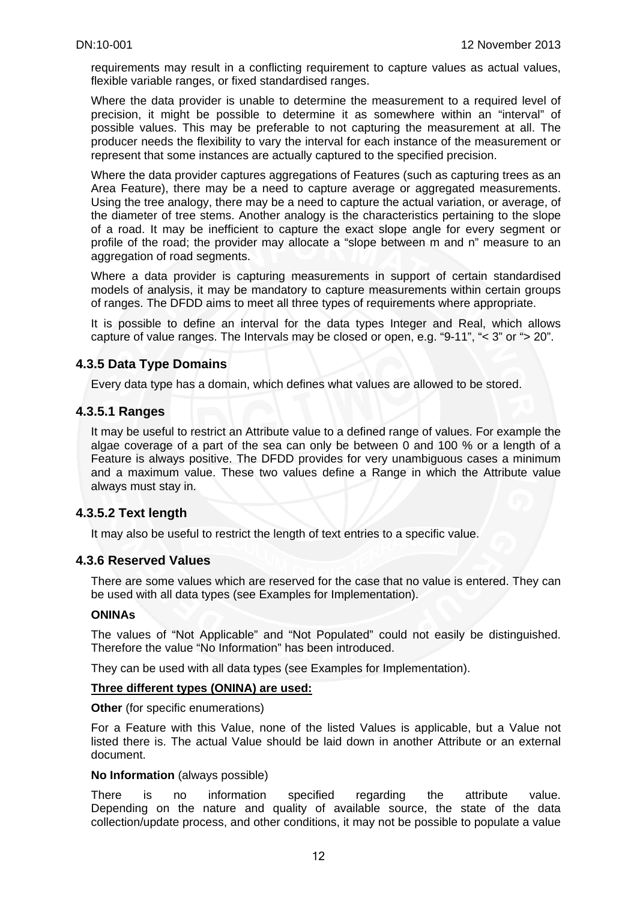requirements may result in a conflicting requirement to capture values as actual values, flexible variable ranges, or fixed standardised ranges.

Where the data provider is unable to determine the measurement to a required level of precision, it might be possible to determine it as somewhere within an "interval" of possible values. This may be preferable to not capturing the measurement at all. The producer needs the flexibility to vary the interval for each instance of the measurement or represent that some instances are actually captured to the specified precision.

Where the data provider captures aggregations of Features (such as capturing trees as an Area Feature), there may be a need to capture average or aggregated measurements. Using the tree analogy, there may be a need to capture the actual variation, or average, of the diameter of tree stems. Another analogy is the characteristics pertaining to the slope of a road. It may be inefficient to capture the exact slope angle for every segment or profile of the road; the provider may allocate a "slope between m and n" measure to an aggregation of road segments.

Where a data provider is capturing measurements in support of certain standardised models of analysis, it may be mandatory to capture measurements within certain groups of ranges. The DFDD aims to meet all three types of requirements where appropriate.

It is possible to define an interval for the data types Integer and Real, which allows capture of value ranges. The Intervals may be closed or open, e.g. "9-11", "< 3" or "> 20".

### 4.3.5 Data Type Domains

Every data type has a domain, which defines what values are allowed to be stored.

#### 4.3.5.1 Ranges

It may be useful to restrict an Attribute value to a defined range of values. For example the algae coverage of a part of the sea can only be between 0 and 100 % or a length of a Feature is always positive. The DFDD provides for very unambiguous cases a minimum and a maximum value. These two values define a Range in which the Attribute value always must stay in.

#### 4.3.5.2 Text length

It may also be useful to restrict the length of text entries to a specific value.

### 4.3.6 Reserved Values

There are some values which are reserved for the case that no value is entered. They can be used with all data types (see Examples for Implementation).

**ONINAs**

The values of "Not Applicable" and "Not Populated" could not easily be distinguished. Therefore the value "No Information" has been introduced.

They can be used with all data types (see Examples for Implementation).

**<u>Three different types (ONINA) are used:</u>**

**Other** (for specific enumerations)

For a Feature with this Value, none of the listed Values is applicable, but a Value not listed there is. The actual Value should be laid down in another Attribute or an external document.

**No Information** (always possible)

There is no information specified regarding the attribute value. Depending on the nature and quality of available source, the state of the data collection/update process, and other conditions, it may not be possible to populate a value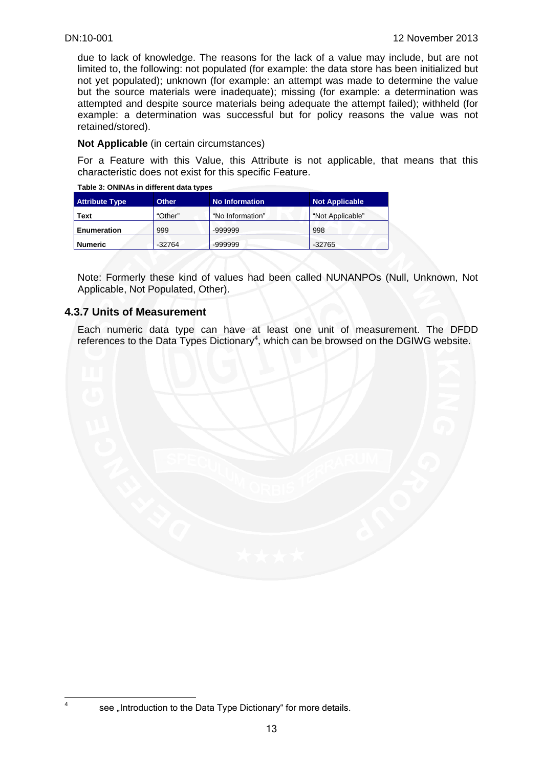due to lack of knowledge. The reasons for the lack of a value may include, but are not limited to, the following: not populated (for example: the data store has been initialized but not yet populated); unknown (for example: an attempt was made to determine the value but the source materials were inadequate); missing (for example: a determination was attempted and despite source materials being adequate the attempt failed); withheld (for example: a determination was successful but for policy reasons the value was not retained/stored).

**Not Applicable** (in certain circumstances)

For a Feature with this Value, this Attribute is not applicable, that means that this characteristic does not exist for this specific Feature.

**Table 3: ONINAs in different data types**

| Attribute Type | Other | No Information | Not Applicable |
|---|---|---|---|
| **Text** | "Other" | "No Information" | "Not Applicable" |
| **Enumeration** | 999 | -999999 | 998 |
| **Numeric** | -32764 | -999999 | -32765 |

Note: Formerly these kind of values had been called NUNANPOs (Null, Unknown, Not Applicable, Not Populated, Other).

### 4.3.7 Units of Measurement

Each numeric data type can have at least one unit of measurement. The DFDD references to the Data Types Dictionary[4], which can be browsed on the DGIWG website.

[4] see „Introduction to the Data Type Dictionary" for more details.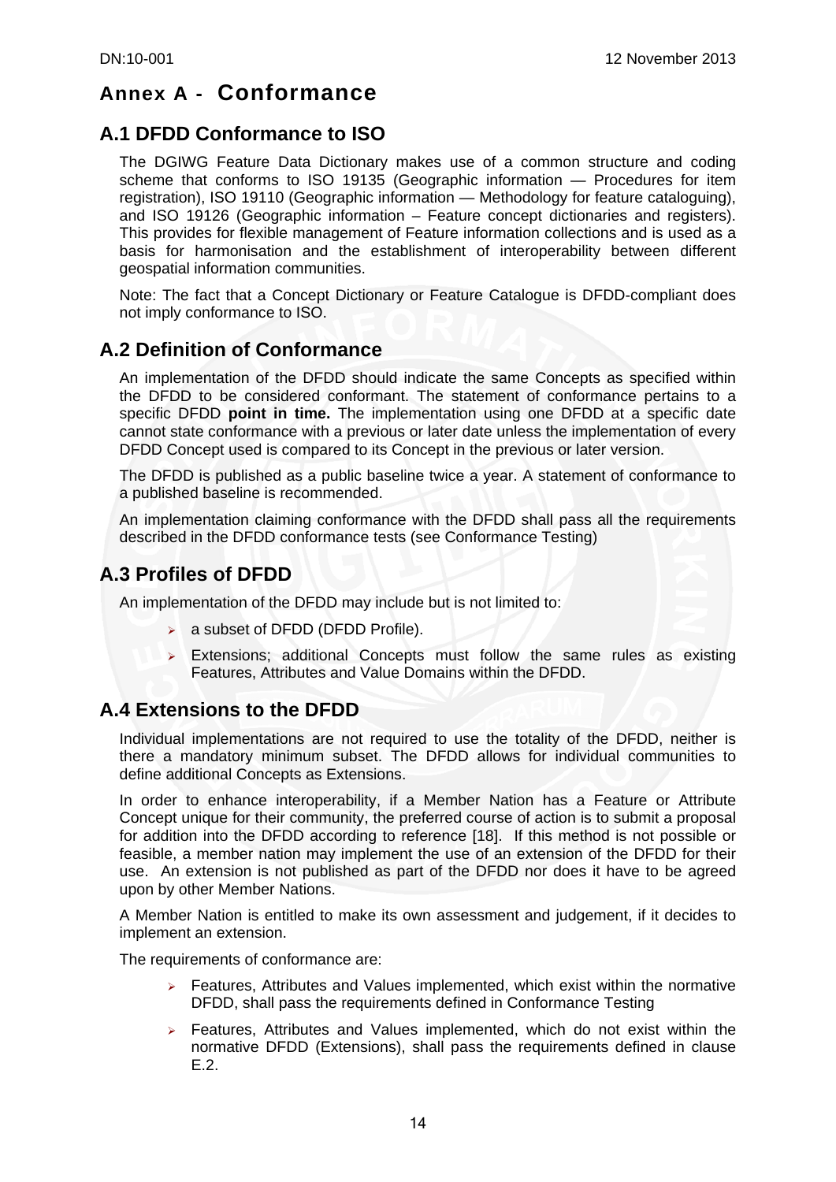# Annex A - Conformance

## A.1 DFDD Conformance to ISO

The DGIWG Feature Data Dictionary makes use of a common structure and coding scheme that conforms to ISO 19135 (Geographic information — Procedures for item registration), ISO 19110 (Geographic information — Methodology for feature cataloguing), and ISO 19126 (Geographic information – Feature concept dictionaries and registers). This provides for flexible management of Feature information collections and is used as a basis for harmonisation and the establishment of interoperability between different geospatial information communities.

Note: The fact that a Concept Dictionary or Feature Catalogue is DFDD-compliant does not imply conformance to ISO.

## A.2 Definition of Conformance

An implementation of the DFDD should indicate the same Concepts as specified within the DFDD to be considered conformant. The statement of conformance pertains to a specific DFDD **point in time.** The implementation using one DFDD at a specific date cannot state conformance with a previous or later date unless the implementation of every DFDD Concept used is compared to its Concept in the previous or later version.

The DFDD is published as a public baseline twice a year. A statement of conformance to a published baseline is recommended.

An implementation claiming conformance with the DFDD shall pass all the requirements described in the DFDD conformance tests (see Conformance Testing)

## A.3 Profiles of DFDD

An implementation of the DFDD may include but is not limited to:

- a subset of DFDD (DFDD Profile).
- Extensions; additional Concepts must follow the same rules as existing Features, Attributes and Value Domains within the DFDD.

## A.4 Extensions to the DFDD

Individual implementations are not required to use the totality of the DFDD, neither is there a mandatory minimum subset. The DFDD allows for individual communities to define additional Concepts as Extensions.

In order to enhance interoperability, if a Member Nation has a Feature or Attribute Concept unique for their community, the preferred course of action is to submit a proposal for addition into the DFDD according to reference [18]. If this method is not possible or feasible, a member nation may implement the use of an extension of the DFDD for their use. An extension is not published as part of the DFDD nor does it have to be agreed upon by other Member Nations.

A Member Nation is entitled to make its own assessment and judgement, if it decides to implement an extension.

The requirements of conformance are:

- Features, Attributes and Values implemented, which exist within the normative DFDD, shall pass the requirements defined in Conformance Testing
- Features, Attributes and Values implemented, which do not exist within the normative DFDD (Extensions), shall pass the requirements defined in clause E.2.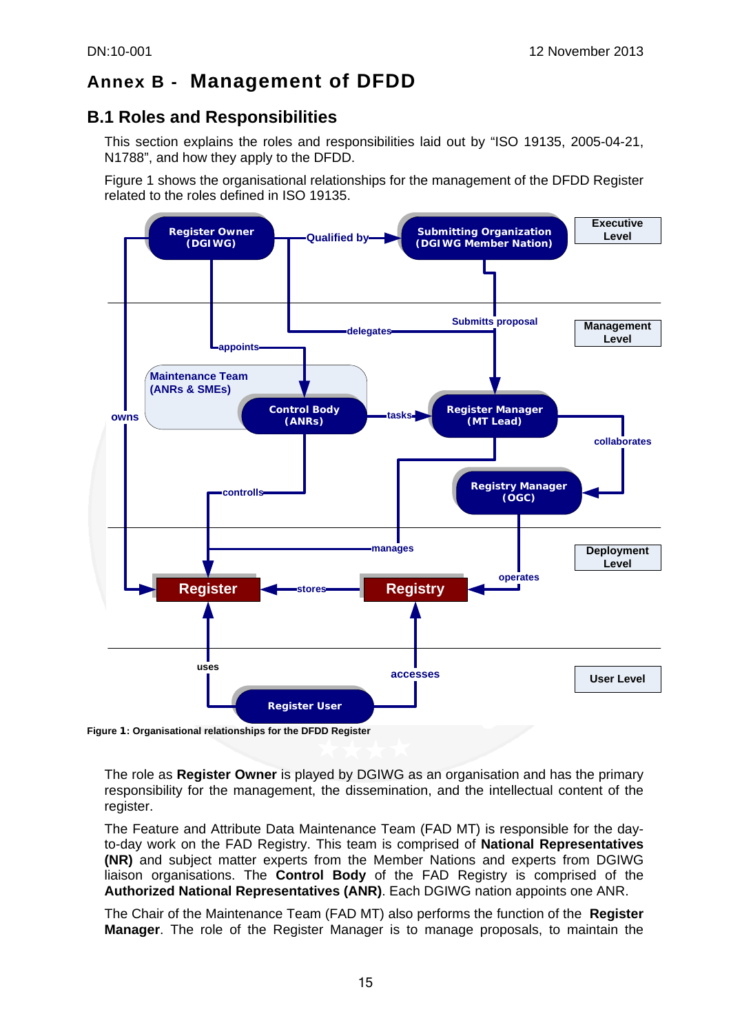# Annex B - Management of DFDD

## B.1 Roles and Responsibilities

This section explains the roles and responsibilities laid out by “ISO 19135, 2005-04-21, N1788”, and how they apply to the DFDD.

Figure 1 shows the organisational relationships for the management of the DFDD Register related to the roles defined in ISO 19135.

**Figure 1: Organisational relationships for the DFDD Register**

The role as **Register Owner** is played by DGIWG as an organisation and has the primary responsibility for the management, the dissemination, and the intellectual content of the register.

The Feature and Attribute Data Maintenance Team (FAD MT) is responsible for the day-to-day work on the FAD Registry. This team is comprised of **National Representatives (NR)** and subject matter experts from the Member Nations and experts from DGIWG liaison organisations. The **Control Body** of the FAD Registry is comprised of the **Authorized National Representatives (ANR)**. Each DGIWG nation appoints one ANR.

The Chair of the Maintenance Team (FAD MT) also performs the function of the **Register Manager**. The role of the Register Manager is to manage proposals, to maintain the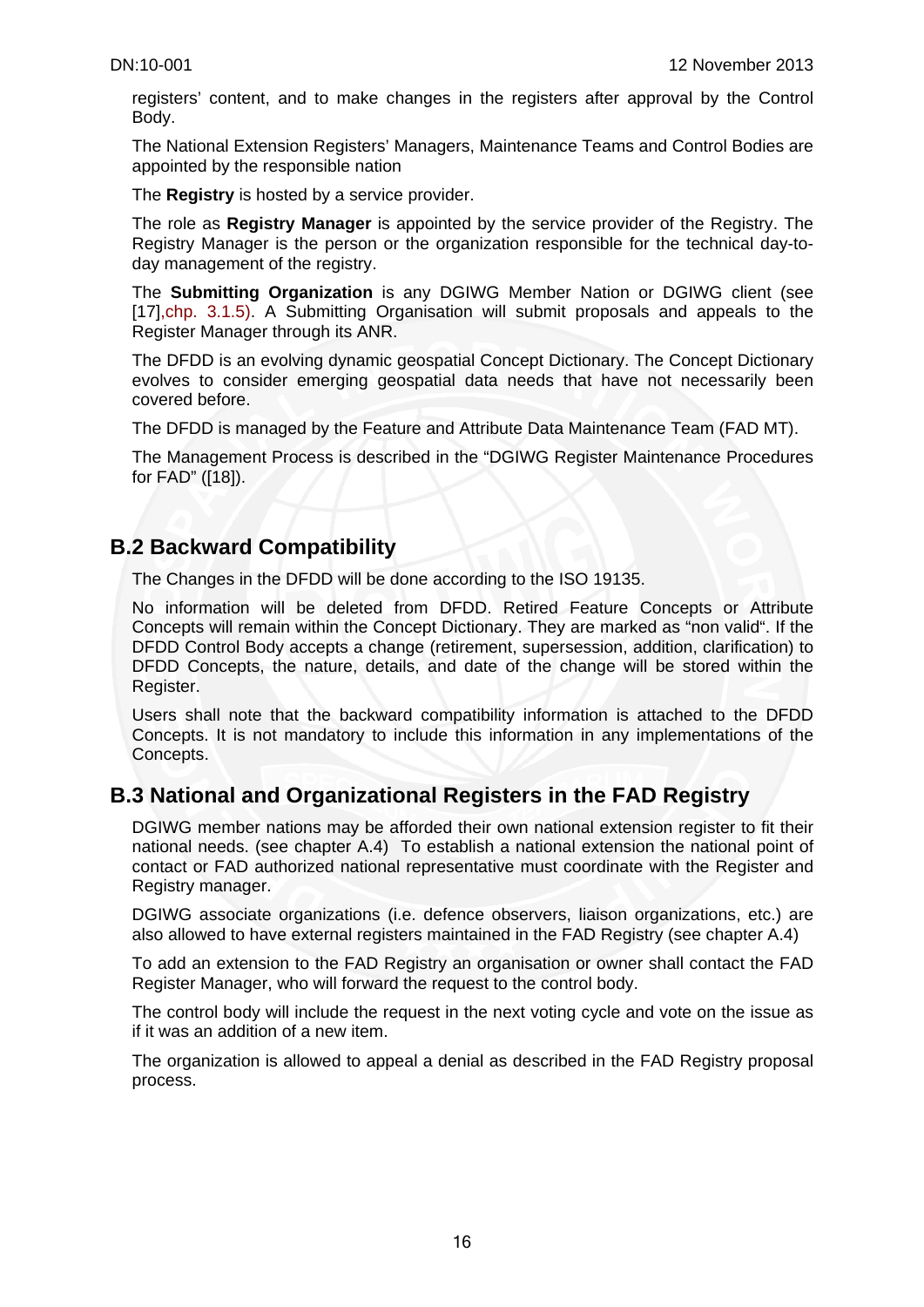registers' content, and to make changes in the registers after approval by the Control Body.

The National Extension Registers' Managers, Maintenance Teams and Control Bodies are appointed by the responsible nation

The **Registry** is hosted by a service provider.

The role as **Registry Manager** is appointed by the service provider of the Registry. The Registry Manager is the person or the organization responsible for the technical day-to-day management of the registry.

The **Submitting Organization** is any DGIWG Member Nation or DGIWG client (see [17],chp. 3.1.5). A Submitting Organisation will submit proposals and appeals to the Register Manager through its ANR.

The DFDD is an evolving dynamic geospatial Concept Dictionary. The Concept Dictionary evolves to consider emerging geospatial data needs that have not necessarily been covered before.

The DFDD is managed by the Feature and Attribute Data Maintenance Team (FAD MT).

The Management Process is described in the "DGIWG Register Maintenance Procedures for FAD" ([18]).

## B.2 Backward Compatibility

The Changes in the DFDD will be done according to the ISO 19135.

No information will be deleted from DFDD. Retired Feature Concepts or Attribute Concepts will remain within the Concept Dictionary. They are marked as "non valid". If the DFDD Control Body accepts a change (retirement, supersession, addition, clarification) to DFDD Concepts, the nature, details, and date of the change will be stored within the Register.

Users shall note that the backward compatibility information is attached to the DFDD Concepts. It is not mandatory to include this information in any implementations of the Concepts.

## B.3 National and Organizational Registers in the FAD Registry

DGIWG member nations may be afforded their own national extension register to fit their national needs. (see chapter A.4) To establish a national extension the national point of contact or FAD authorized national representative must coordinate with the Register and Registry manager.

DGIWG associate organizations (i.e. defence observers, liaison organizations, etc.) are also allowed to have external registers maintained in the FAD Registry (see chapter A.4)

To add an extension to the FAD Registry an organisation or owner shall contact the FAD Register Manager, who will forward the request to the control body.

The control body will include the request in the next voting cycle and vote on the issue as if it was an addition of a new item.

The organization is allowed to appeal a denial as described in the FAD Registry proposal process.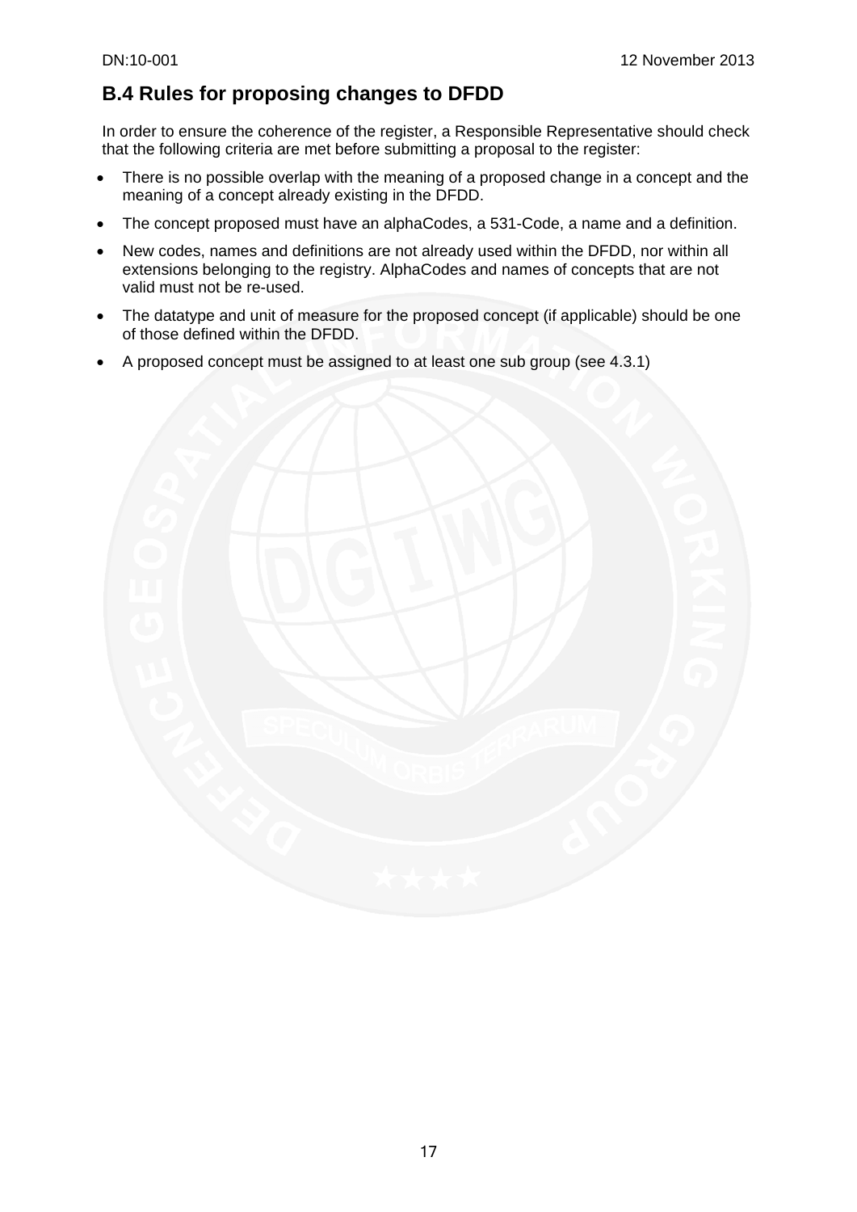## B.4 Rules for proposing changes to DFDD

In order to ensure the coherence of the register, a Responsible Representative should check that the following criteria are met before submitting a proposal to the register:

- There is no possible overlap with the meaning of a proposed change in a concept and the meaning of a concept already existing in the DFDD.
- The concept proposed must have an alphaCodes, a 531-Code, a name and a definition.
- New codes, names and definitions are not already used within the DFDD, nor within all extensions belonging to the registry. AlphaCodes and names of concepts that are not valid must not be re-used.
- The datatype and unit of measure for the proposed concept (if applicable) should be one of those defined within the DFDD.
- A proposed concept must be assigned to at least one sub group (see 4.3.1)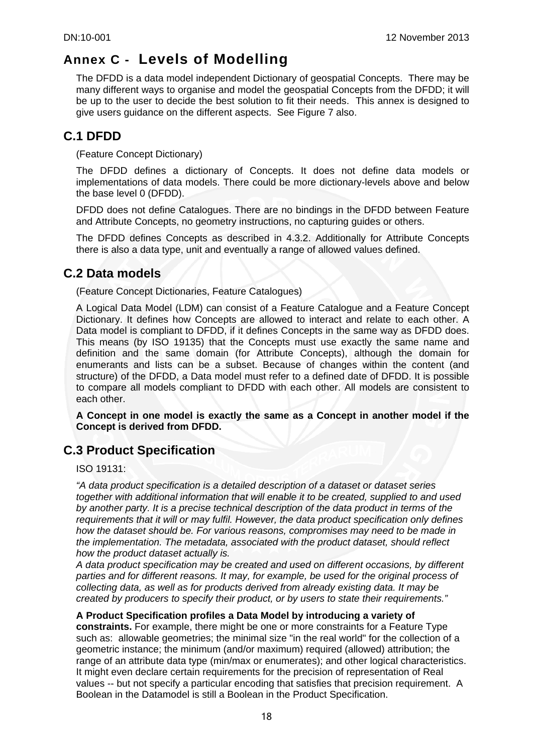# Annex C - Levels of Modelling

The DFDD is a data model independent Dictionary of geospatial Concepts. There may be many different ways to organise and model the geospatial Concepts from the DFDD; it will be up to the user to decide the best solution to fit their needs. This annex is designed to give users guidance on the different aspects. See Figure 7 also.

## C.1 DFDD

(Feature Concept Dictionary)

The DFDD defines a dictionary of Concepts. It does not define data models or implementations of data models. There could be more dictionary-levels above and below the base level 0 (DFDD).

DFDD does not define Catalogues. There are no bindings in the DFDD between Feature and Attribute Concepts, no geometry instructions, no capturing guides or others.

The DFDD defines Concepts as described in 4.3.2. Additionally for Attribute Concepts there is also a data type, unit and eventually a range of allowed values defined.

## C.2 Data models

(Feature Concept Dictionaries, Feature Catalogues)

A Logical Data Model (LDM) can consist of a Feature Catalogue and a Feature Concept Dictionary. It defines how Concepts are allowed to interact and relate to each other. A Data model is compliant to DFDD, if it defines Concepts in the same way as DFDD does. This means (by ISO 19135) that the Concepts must use exactly the same name and definition and the same domain (for Attribute Concepts), although the domain for enumerants and lists can be a subset. Because of changes within the content (and structure) of the DFDD, a Data model must refer to a defined date of DFDD. It is possible to compare all models compliant to DFDD with each other. All models are consistent to each other.

**A Concept in one model is exactly the same as a Concept in another model if the Concept is derived from DFDD.**

## C.3 Product Specification

ISO 19131:

*“A data product specification is a detailed description of a dataset or dataset series together with additional information that will enable it to be created, supplied to and used by another party. It is a precise technical description of the data product in terms of the requirements that it will or may fulfil. However, the data product specification only defines how the dataset should be. For various reasons, compromises may need to be made in the implementation. The metadata, associated with the product dataset, should reflect how the product dataset actually is.*
*A data product specification may be created and used on different occasions, by different parties and for different reasons. It may, for example, be used for the original process of collecting data, as well as for products derived from already existing data. It may be created by producers to specify their product, or by users to state their requirements.”*

**A Product Specification profiles a Data Model by introducing a variety of constraints.** For example, there might be one or more constraints for a Feature Type such as: allowable geometries; the minimal size "in the real world" for the collection of a geometric instance; the minimum (and/or maximum) required (allowed) attribution; the range of an attribute data type (min/max or enumerates); and other logical characteristics. It might even declare certain requirements for the precision of representation of Real values -- but not specify a particular encoding that satisfies that precision requirement. A Boolean in the Datamodel is still a Boolean in the Product Specification.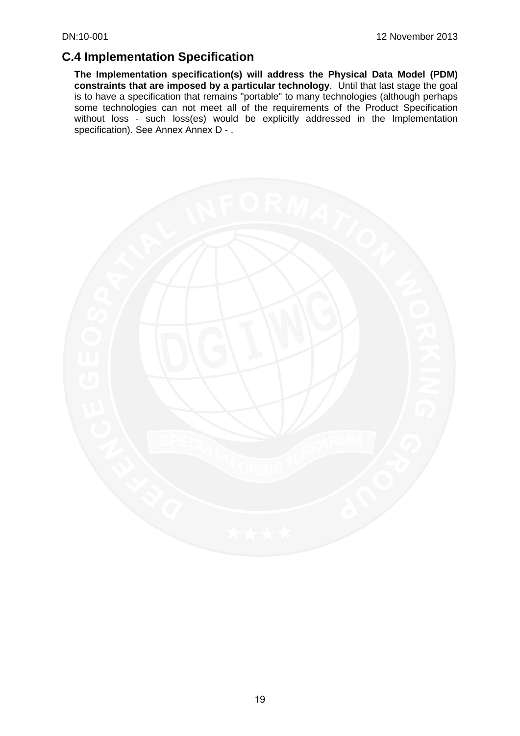## C.4 Implementation Specification

**The Implementation specification(s) will address the Physical Data Model (PDM) constraints that are imposed by a particular technology**. Until that last stage the goal is to have a specification that remains "portable" to many technologies (although perhaps some technologies can not meet all of the requirements of the Product Specification without loss - such loss(es) would be explicitly addressed in the Implementation specification). See Annex Annex D - .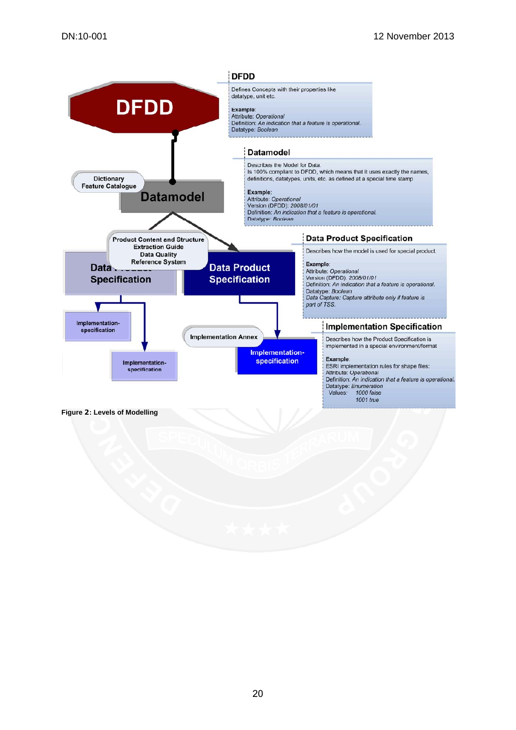**DFDD**

Defines Concepts with their properties like datatype, unit etc.

Example:
Attribute: *Operational*
Definition: *An indication that a feature is operational.*
Datatype: *Boolean*

**Datamodel**

Describes the Model for Data.
Is 100% compliant to DFDD, which means that it uses exactly the names, definitions, datatypes, units, etc. as defined at a special time stamp

Example:
Attribute: *Operational*
Version (DFDD): *2008/01/01*
Definition: *An indication that a feature is operational.*
Datatype: *Boolean*

**Data Product Specification**

Describes how the model is used for special product.

Example:
Attribute: *Operational*
Version (DFDD): *2008/01/01*
Definition: *An indication that a feature is operational.*
Datatype: *Boolean*
*Data Capture: Capture attribute only if feature is part of TSS.*

**Implementation Specification**

Describes how the Product Specification is implemented in a special environment/format

Example:
ESRI implementation rules for shape files:
Attribute: *Operational*
Definition: *An indication that a feature is operational.*
Datatype: *Enumeration*
Values: *1000 false*
*1001 true*

DFDD

Dictionary
Feature Catalogue

Datamodel

Product Content and Structure
Extraction Guide
Data Quality
Reference System

Data Product Specification

Data Product Specification

Implementation-specification

Implementation-specification

Implementation Annex

Implementation-specification

**Figure 2: Levels of Modelling**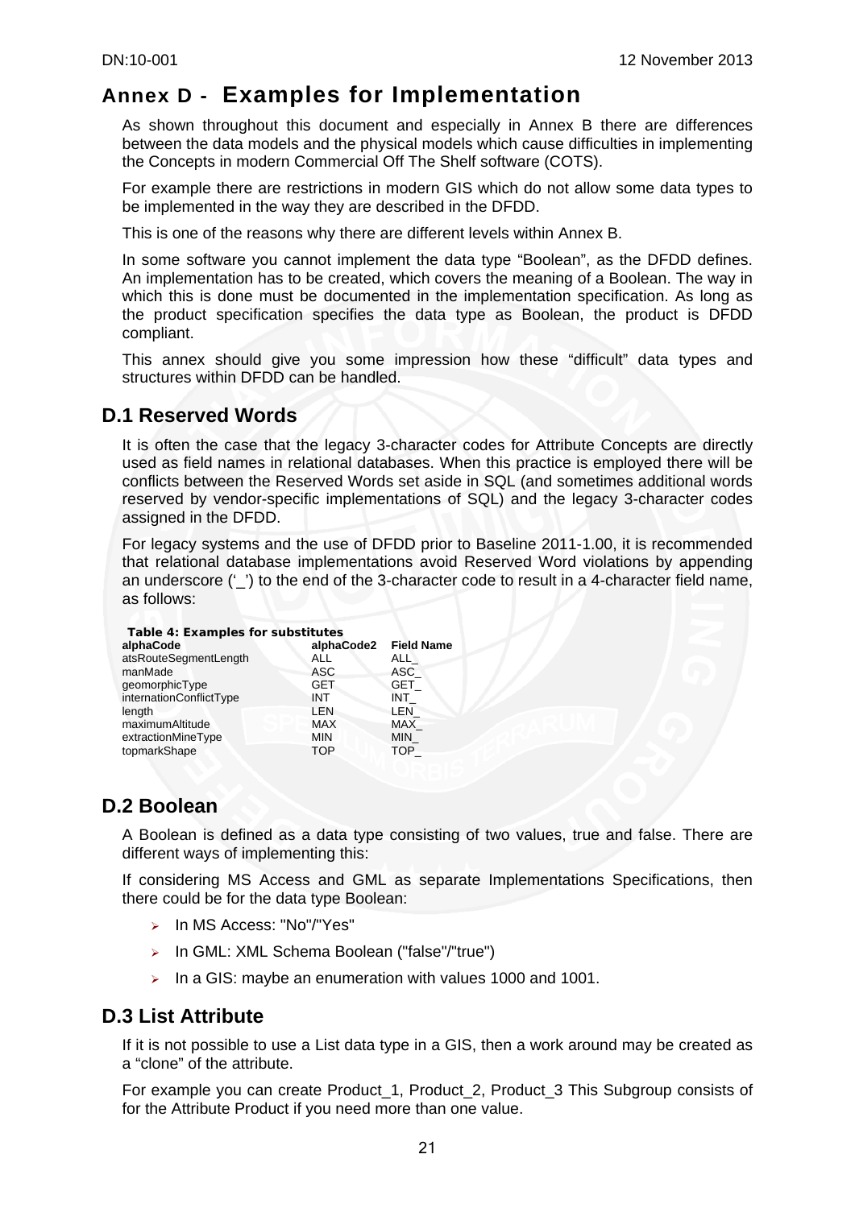# Annex D - Examples for Implementation

As shown throughout this document and especially in Annex B there are differences between the data models and the physical models which cause difficulties in implementing the Concepts in modern Commercial Off The Shelf software (COTS).

For example there are restrictions in modern GIS which do not allow some data types to be implemented in the way they are described in the DFDD.

This is one of the reasons why there are different levels within Annex B.

In some software you cannot implement the data type "Boolean", as the DFDD defines. An implementation has to be created, which covers the meaning of a Boolean. The way in which this is done must be documented in the implementation specification. As long as the product specification specifies the data type as Boolean, the product is DFDD compliant.

This annex should give you some impression how these "difficult" data types and structures within DFDD can be handled.

## D.1 Reserved Words

It is often the case that the legacy 3-character codes for Attribute Concepts are directly used as field names in relational databases. When this practice is employed there will be conflicts between the Reserved Words set aside in SQL (and sometimes additional words reserved by vendor-specific implementations of SQL) and the legacy 3-character codes assigned in the DFDD.

For legacy systems and the use of DFDD prior to Baseline 2011-1.00, it is recommended that relational database implementations avoid Reserved Word violations by appending an underscore ('_') to the end of the 3-character code to result in a 4-character field name, as follows:

**Table 4: Examples for substitutes**

| alphaCode | alphaCode2 | Field Name |
|---|---|---|
| atsRouteSegmentLength | ALL | ALL_ |
| manMade | ASC | ASC_ |
| geomorphicType | GET | GET_ |
| internationConflictType | INT | INT_ |
| length | LEN | LEN_ |
| maximumAltitude | MAX | MAX_ |
| extractionMineType | MIN | MIN_ |
| topmarkShape | TOP | TOP_ |

## D.2 Boolean

A Boolean is defined as a data type consisting of two values, true and false. There are different ways of implementing this:

If considering MS Access and GML as separate Implementations Specifications, then there could be for the data type Boolean:

- In MS Access: "No"/"Yes"
- In GML: XML Schema Boolean ("false"/"true")
- In a GIS: maybe an enumeration with values 1000 and 1001.

## D.3 List Attribute

If it is not possible to use a List data type in a GIS, then a work around may be created as a "clone" of the attribute.

For example you can create Product_1, Product_2, Product_3 This Subgroup consists of for the Attribute Product if you need more than one value.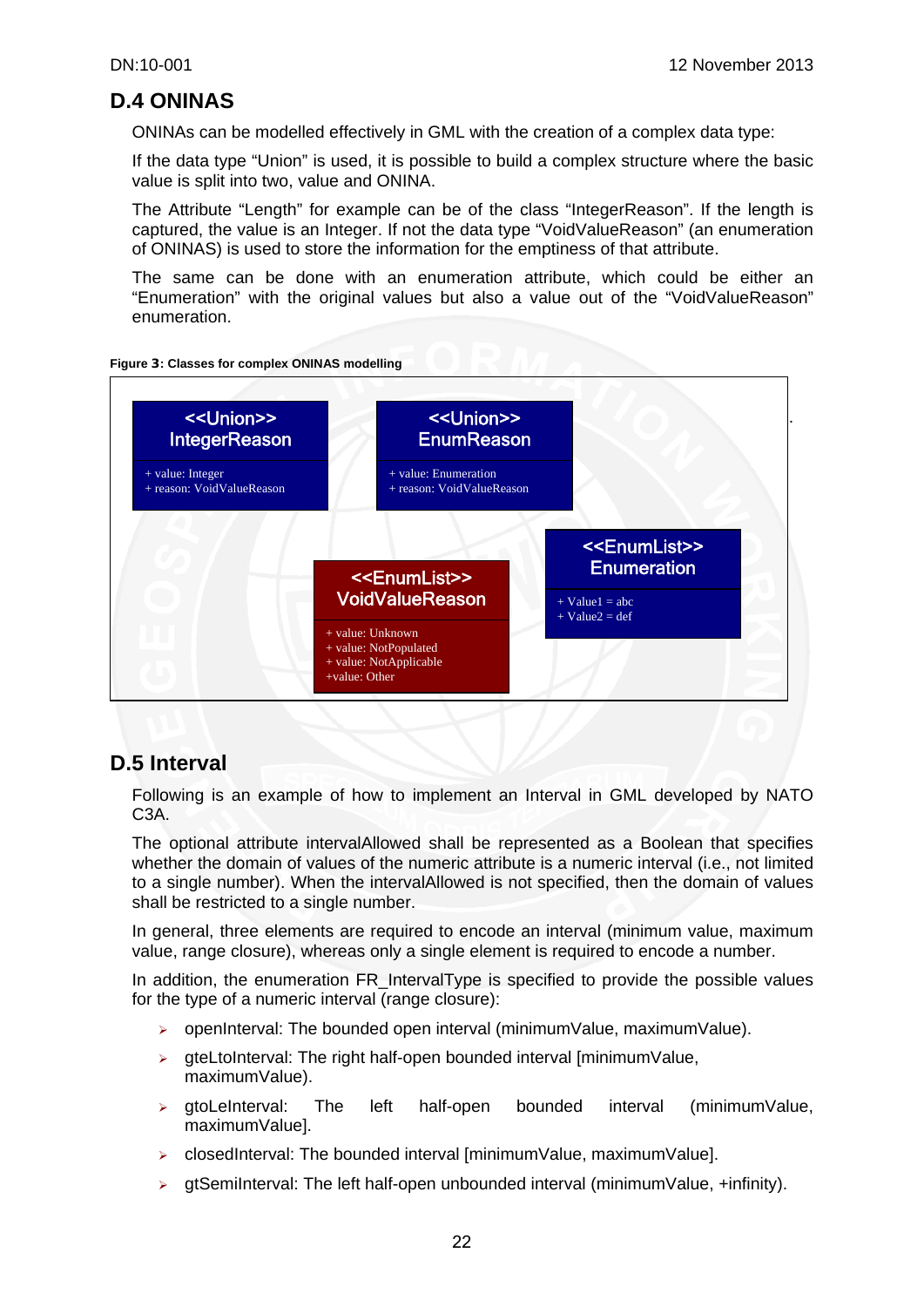## D.4 ONINAS

ONINAs can be modelled effectively in GML with the creation of a complex data type:

If the data type “Union” is used, it is possible to build a complex structure where the basic value is split into two, value and ONINA.

The Attribute “Length” for example can be of the class “IntegerReason”. If the length is captured, the value is an Integer. If not the data type “VoidValueReason” (an enumeration of ONINAS) is used to store the information for the emptiness of that attribute.

The same can be done with an enumeration attribute, which could be either an “Enumeration” with the original values but also a value out of the “VoidValueReason” enumeration.

**Figure 3: Classes for complex ONINAS modelling**

<<Union>>
IntegerReason

+ value: Integer
+ reason: VoidValueReason

<<Union>>
EnumReason

+ value: Enumeration
+ reason: VoidValueReason

<<EnumList>>
Enumeration

+ Value1 = abc
+ Value2 = def

<<EnumList>>
VoidValueReason

+ value: Unknown
+ value: NotPopulated
+ value: NotApplicable
+value: Other

## D.5 Interval

Following is an example of how to implement an Interval in GML developed by NATO C3A.

The optional attribute intervalAllowed shall be represented as a Boolean that specifies whether the domain of values of the numeric attribute is a numeric interval (i.e., not limited to a single number). When the intervalAllowed is not specified, then the domain of values shall be restricted to a single number.

In general, three elements are required to encode an interval (minimum value, maximum value, range closure), whereas only a single element is required to encode a number.

In addition, the enumeration FR_IntervalType is specified to provide the possible values for the type of a numeric interval (range closure):

- openInterval: The bounded open interval (minimumValue, maximumValue).
- gteLtoInterval: The right half-open bounded interval [minimumValue, maximumValue).
- gtoLeInterval: The left half-open bounded interval (minimumValue, maximumValue].
- closedInterval: The bounded interval [minimumValue, maximumValue].
- gtSemiInterval: The left half-open unbounded interval (minimumValue, +infinity).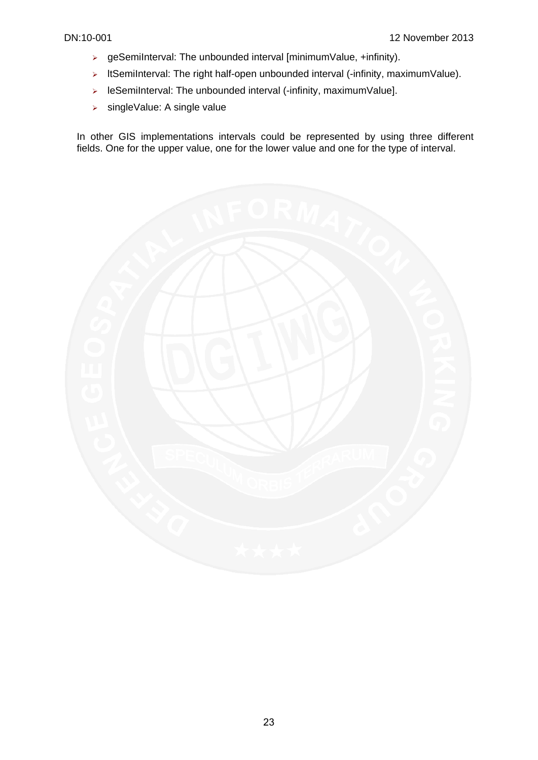- geSemiInterval: The unbounded interval [minimumValue, +infinity).
- ltSemiInterval: The right half-open unbounded interval (-infinity, maximumValue).
- leSemiInterval: The unbounded interval (-infinity, maximumValue].
- singleValue: A single value

In other GIS implementations intervals could be represented by using three different fields. One for the upper value, one for the lower value and one for the type of interval.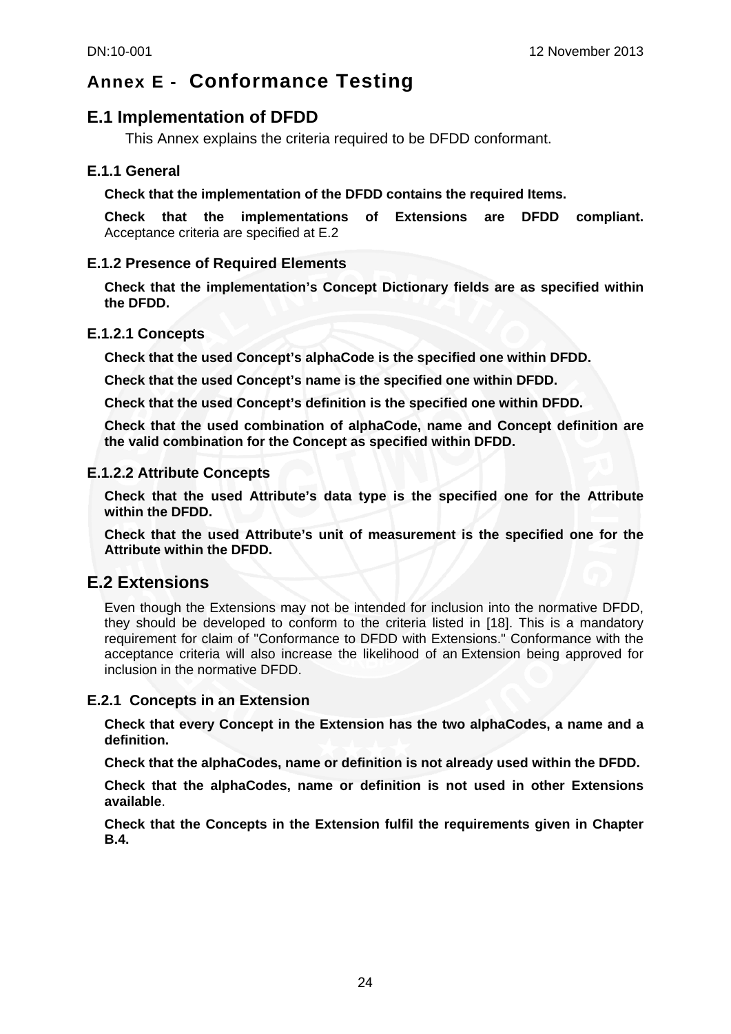# Annex E - Conformance Testing

## E.1 Implementation of DFDD

This Annex explains the criteria required to be DFDD conformant.

### E.1.1 General

**Check that the implementation of the DFDD contains the required Items.**

**Check that the implementations of Extensions are DFDD compliant.** Acceptance criteria are specified at E.2

### E.1.2 Presence of Required Elements

**Check that the implementation's Concept Dictionary fields are as specified within the DFDD.**

#### E.1.2.1 Concepts

**Check that the used Concept's alphaCode is the specified one within DFDD.**

**Check that the used Concept's name is the specified one within DFDD.**

**Check that the used Concept's definition is the specified one within DFDD.**

**Check that the used combination of alphaCode, name and Concept definition are the valid combination for the Concept as specified within DFDD.**

#### E.1.2.2 Attribute Concepts

**Check that the used Attribute's data type is the specified one for the Attribute within the DFDD.**

**Check that the used Attribute's unit of measurement is the specified one for the Attribute within the DFDD.**

## E.2 Extensions

Even though the Extensions may not be intended for inclusion into the normative DFDD, they should be developed to conform to the criteria listed in [18]. This is a mandatory requirement for claim of "Conformance to DFDD with Extensions." Conformance with the acceptance criteria will also increase the likelihood of an Extension being approved for inclusion in the normative DFDD.

### E.2.1 Concepts in an Extension

**Check that every Concept in the Extension has the two alphaCodes, a name and a definition.**

**Check that the alphaCodes, name or definition is not already used within the DFDD.**

**Check that the alphaCodes, name or definition is not used in other Extensions available**.

**Check that the Concepts in the Extension fulfil the requirements given in Chapter B.4.**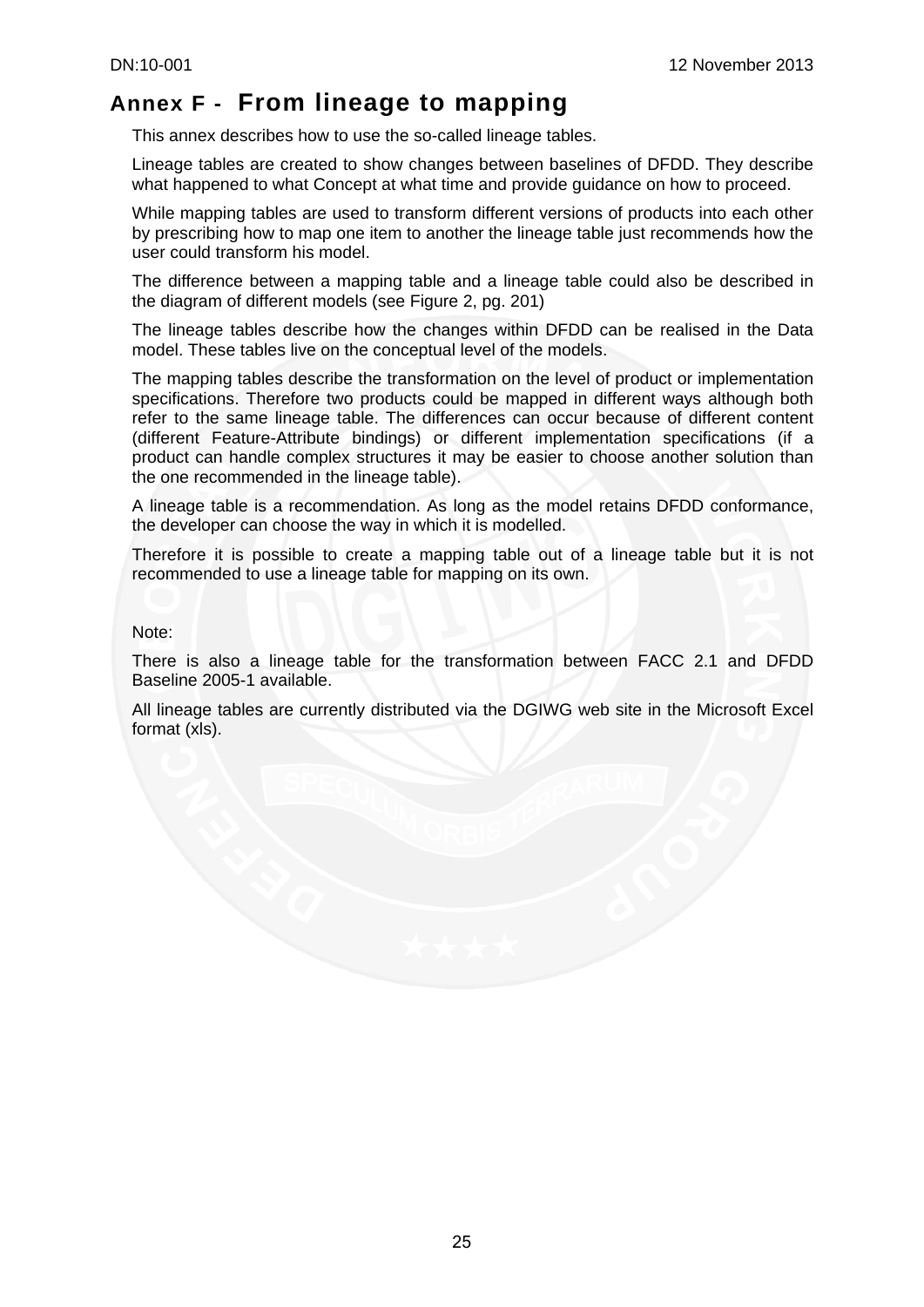# Annex F - From lineage to mapping

This annex describes how to use the so-called lineage tables.

Lineage tables are created to show changes between baselines of DFDD. They describe what happened to what Concept at what time and provide guidance on how to proceed.

While mapping tables are used to transform different versions of products into each other by prescribing how to map one item to another the lineage table just recommends how the user could transform his model.

The difference between a mapping table and a lineage table could also be described in the diagram of different models (see Figure 2, pg. 201)

The lineage tables describe how the changes within DFDD can be realised in the Data model. These tables live on the conceptual level of the models.

The mapping tables describe the transformation on the level of product or implementation specifications. Therefore two products could be mapped in different ways although both refer to the same lineage table. The differences can occur because of different content (different Feature-Attribute bindings) or different implementation specifications (if a product can handle complex structures it may be easier to choose another solution than the one recommended in the lineage table).

A lineage table is a recommendation. As long as the model retains DFDD conformance, the developer can choose the way in which it is modelled.

Therefore it is possible to create a mapping table out of a lineage table but it is not recommended to use a lineage table for mapping on its own.

Note:

There is also a lineage table for the transformation between FACC 2.1 and DFDD Baseline 2005-1 available.

All lineage tables are currently distributed via the DGIWG web site in the Microsoft Excel format (xls).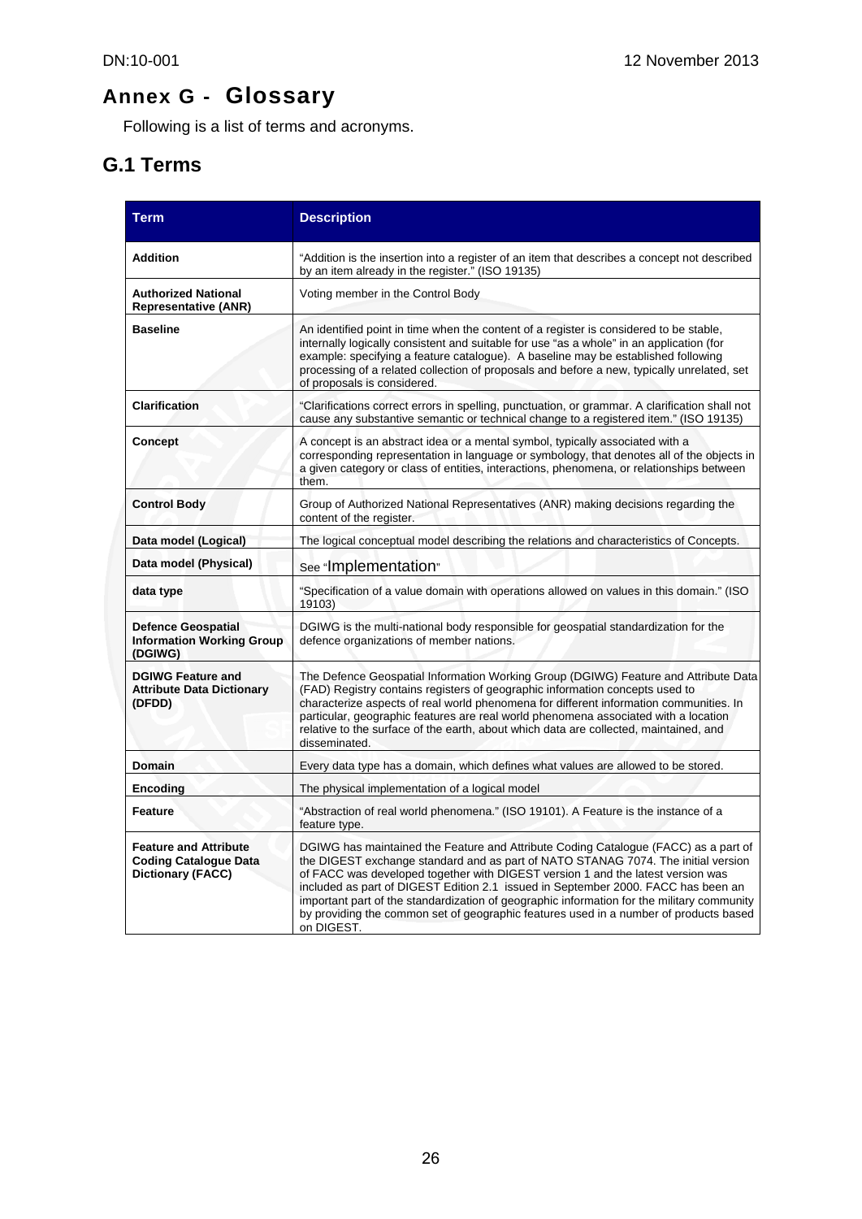# Annex G - Glossary

Following is a list of terms and acronyms.

## G.1 Terms

| Term | Description |
|---|---|
| **Addition** | "Addition is the insertion into a register of an item that describes a concept not described by an item already in the register." (ISO 19135) |
| **Authorized National Representative (ANR)** | Voting member in the Control Body |
| **Baseline** | An identified point in time when the content of a register is considered to be stable, internally logically consistent and suitable for use "as a whole" in an application (for example: specifying a feature catalogue). A baseline may be established following processing of a related collection of proposals and before a new, typically unrelated, set of proposals is considered. |
| **Clarification** | "Clarifications correct errors in spelling, punctuation, or grammar. A clarification shall not cause any substantive semantic or technical change to a registered item." (ISO 19135) |
| **Concept** | A concept is an abstract idea or a mental symbol, typically associated with a corresponding representation in language or symbology, that denotes all of the objects in a given category or class of entities, interactions, phenomena, or relationships between them. |
| **Control Body** | Group of Authorized National Representatives (ANR) making decisions regarding the content of the register. |
| **Data model (Logical)** | The logical conceptual model describing the relations and characteristics of Concepts. |
| **Data model (Physical)** | See "Implementation" |
| **data type** | "Specification of a value domain with operations allowed on values in this domain." (ISO 19103) |
| **Defence Geospatial Information Working Group (DGIWG)** | DGIWG is the multi-national body responsible for geospatial standardization for the defence organizations of member nations. |
| **DGIWG Feature and Attribute Data Dictionary (DFDD)** | The Defence Geospatial Information Working Group (DGIWG) Feature and Attribute Data (FAD) Registry contains registers of geographic information concepts used to characterize aspects of real world phenomena for different information communities. In particular, geographic features are real world phenomena associated with a location relative to the surface of the earth, about which data are collected, maintained, and disseminated. |
| **Domain** | Every data type has a domain, which defines what values are allowed to be stored. |
| **Encoding** | The physical implementation of a logical model |
| **Feature** | "Abstraction of real world phenomena." (ISO 19101). A Feature is the instance of a feature type. |
| **Feature and Attribute Coding Catalogue Data Dictionary (FACC)** | DGIWG has maintained the Feature and Attribute Coding Catalogue (FACC) as a part of the DIGEST exchange standard and as part of NATO STANAG 7074. The initial version of FACC was developed together with DIGEST version 1 and the latest version was included as part of DIGEST Edition 2.1 issued in September 2000. FACC has been an important part of the standardization of geographic information for the military community by providing the common set of geographic features used in a number of products based on DIGEST. |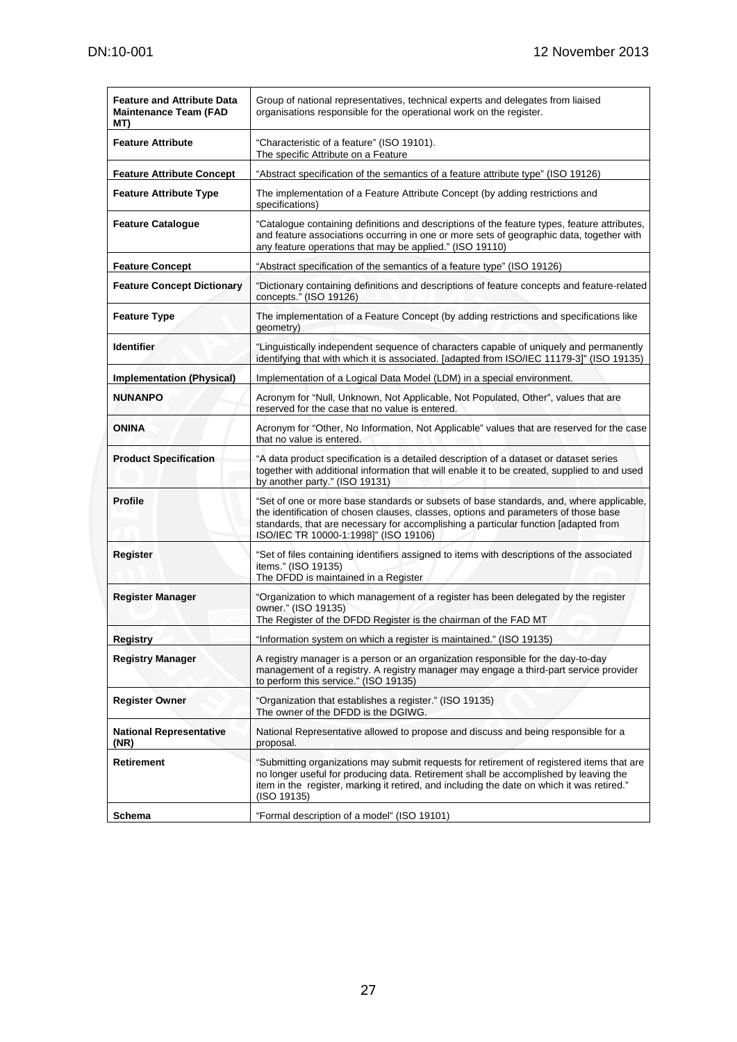| | |
|---|---|
| **Feature and Attribute Data Maintenance Team (FAD MT)** | Group of national representatives, technical experts and delegates from liaised organisations responsible for the operational work on the register. |
| **Feature Attribute** | "Characteristic of a feature" (ISO 19101).<br>The specific Attribute on a Feature |
| **Feature Attribute Concept** | "Abstract specification of the semantics of a feature attribute type" (ISO 19126) |
| **Feature Attribute Type** | The implementation of a Feature Attribute Concept (by adding restrictions and specifications) |
| **Feature Catalogue** | "Catalogue containing definitions and descriptions of the feature types, feature attributes, and feature associations occurring in one or more sets of geographic data, together with any feature operations that may be applied." (ISO 19110) |
| **Feature Concept** | "Abstract specification of the semantics of a feature type" (ISO 19126) |
| **Feature Concept Dictionary** | "Dictionary containing definitions and descriptions of feature concepts and feature-related concepts." (ISO 19126) |
| **Feature Type** | The implementation of a Feature Concept (by adding restrictions and specifications like geometry) |
| **Identifier** | "Linguistically independent sequence of characters capable of uniquely and permanently identifying that with which it is associated. [adapted from ISO/IEC 11179-3]" (ISO 19135) |
| **Implementation (Physical)** | Implementation of a Logical Data Model (LDM) in a special environment. |
| **NUNANPO** | Acronym for "Null, Unknown, Not Applicable, Not Populated, Other", values that are reserved for the case that no value is entered. |
| **ONINA** | Acronym for "Other, No Information, Not Applicable" values that are reserved for the case that no value is entered. |
| **Product Specification** | "A data product specification is a detailed description of a dataset or dataset series together with additional information that will enable it to be created, supplied to and used by another party." (ISO 19131) |
| **Profile** | "Set of one or more base standards or subsets of base standards, and, where applicable, the identification of chosen clauses, classes, options and parameters of those base standards, that are necessary for accomplishing a particular function [adapted from ISO/IEC TR 10000-1:1998]" (ISO 19106) |
| **Register** | "Set of files containing identifiers assigned to items with descriptions of the associated items." (ISO 19135)<br>The DFDD is maintained in a Register |
| **Register Manager** | "Organization to which management of a register has been delegated by the register owner." (ISO 19135)<br>The Register of the DFDD Register is the chairman of the FAD MT |
| **Registry** | "Information system on which a register is maintained." (ISO 19135) |
| **Registry Manager** | A registry manager is a person or an organization responsible for the day-to-day management of a registry. A registry manager may engage a third-part service provider to perform this service." (ISO 19135) |
| **Register Owner** | "Organization that establishes a register." (ISO 19135)<br>The owner of the DFDD is the DGIWG. |
| **National Representative (NR)** | National Representative allowed to propose and discuss and being responsible for a proposal. |
| **Retirement** | "Submitting organizations may submit requests for retirement of registered items that are no longer useful for producing data. Retirement shall be accomplished by leaving the item in the register, marking it retired, and including the date on which it was retired." (ISO 19135) |
| **Schema** | "Formal description of a model" (ISO 19101) |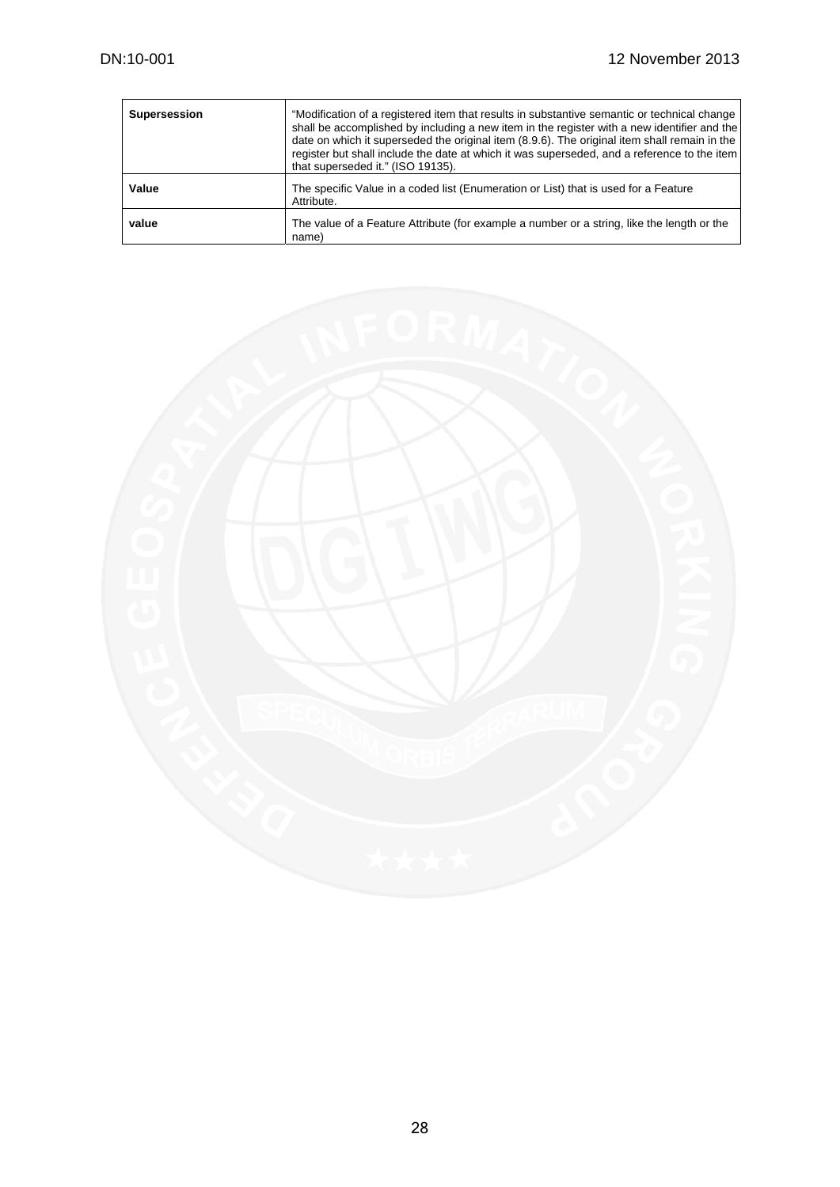| | |
|---|---|
| **Supersession** | "Modification of a registered item that results in substantive semantic or technical change shall be accomplished by including a new item in the register with a new identifier and the date on which it superseded the original item (8.9.6). The original item shall remain in the register but shall include the date at which it was superseded, and a reference to the item that superseded it." (ISO 19135). |
| **Value** | The specific Value in a coded list (Enumeration or List) that is used for a Feature Attribute. |
| **value** | The value of a Feature Attribute (for example a number or a string, like the length or the name) |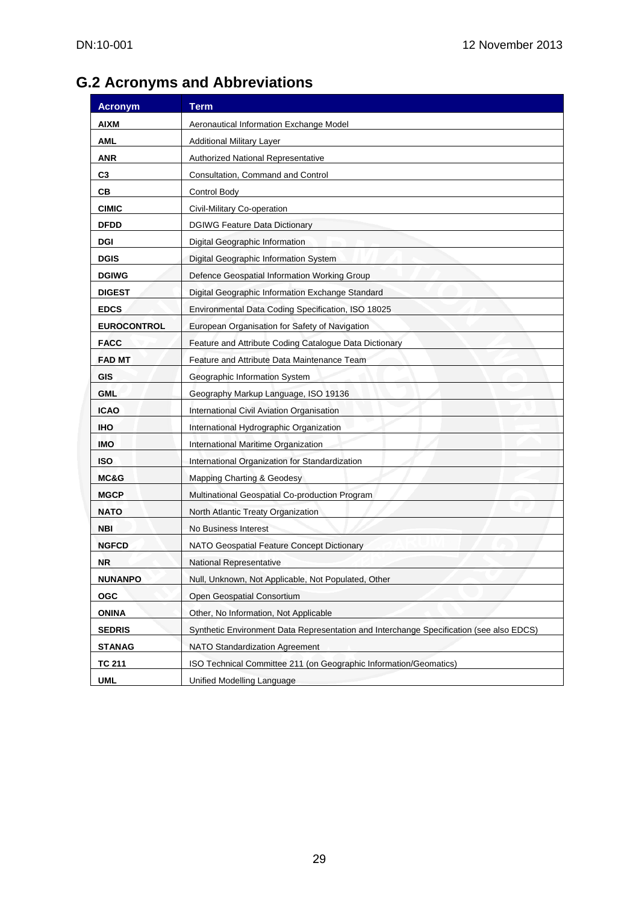## G.2 Acronyms and Abbreviations

| Acronym | Term |
|---|---|
| **AIXM** | Aeronautical Information Exchange Model |
| **AML** | Additional Military Layer |
| **ANR** | Authorized National Representative |
| **C3** | Consultation, Command and Control |
| **CB** | Control Body |
| **CIMIC** | Civil-Military Co-operation |
| **DFDD** | DGIWG Feature Data Dictionary |
| **DGI** | Digital Geographic Information |
| **DGIS** | Digital Geographic Information System |
| **DGIWG** | Defence Geospatial Information Working Group |
| **DIGEST** | Digital Geographic Information Exchange Standard |
| **EDCS** | Environmental Data Coding Specification, ISO 18025 |
| **EUROCONTROL** | European Organisation for Safety of Navigation |
| **FACC** | Feature and Attribute Coding Catalogue Data Dictionary |
| **FAD MT** | Feature and Attribute Data Maintenance Team |
| **GIS** | Geographic Information System |
| **GML** | Geography Markup Language, ISO 19136 |
| **ICAO** | International Civil Aviation Organisation |
| **IHO** | International Hydrographic Organization |
| **IMO** | International Maritime Organization |
| **ISO** | International Organization for Standardization |
| **MC&G** | Mapping Charting & Geodesy |
| **MGCP** | Multinational Geospatial Co-production Program |
| **NATO** | North Atlantic Treaty Organization |
| **NBI** | No Business Interest |
| **NGFCD** | NATO Geospatial Feature Concept Dictionary |
| **NR** | National Representative |
| **NUNANPO** | Null, Unknown, Not Applicable, Not Populated, Other |
| **OGC** | Open Geospatial Consortium |
| **ONINA** | Other, No Information, Not Applicable |
| **SEDRIS** | Synthetic Environment Data Representation and Interchange Specification (see also EDCS) |
| **STANAG** | NATO Standardization Agreement |
| **TC 211** | ISO Technical Committee 211 (on Geographic Information/Geomatics) |
| **UML** | Unified Modelling Language |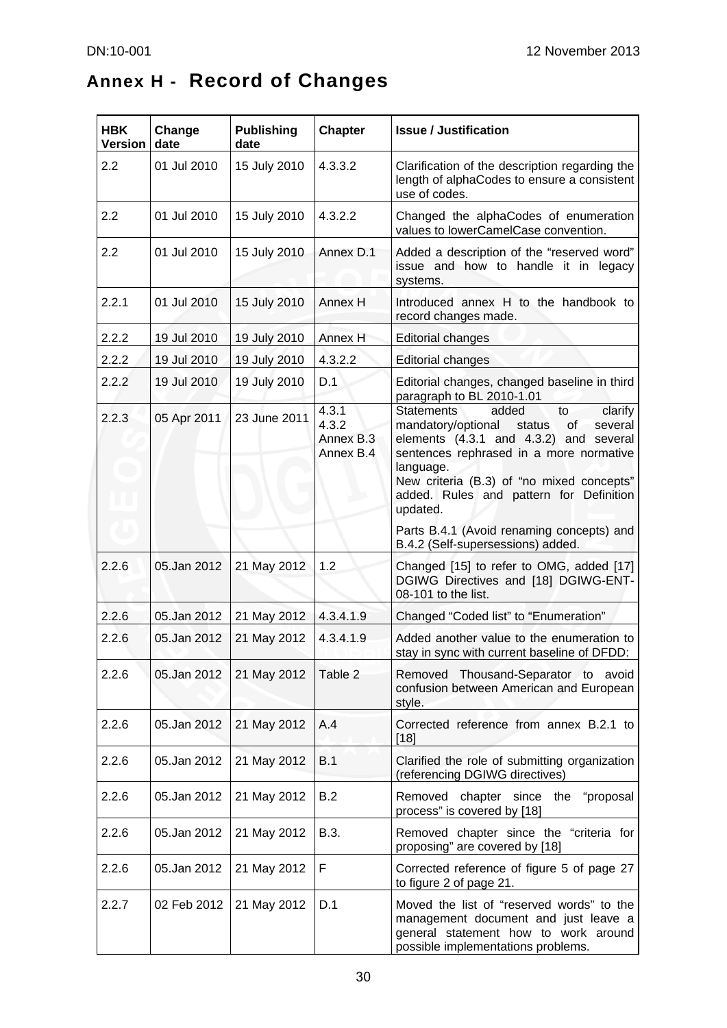# Annex H - Record of Changes

| HBK Version | Change date | Publishing date | Chapter | Issue / Justification |
|---|---|---|---|---|
| 2.2 | 01 Jul 2010 | 15 July 2010 | 4.3.3.2 | Clarification of the description regarding the length of alphaCodes to ensure a consistent use of codes. |
| 2.2 | 01 Jul 2010 | 15 July 2010 | 4.3.2.2 | Changed the alphaCodes of enumeration values to lowerCamelCase convention. |
| 2.2 | 01 Jul 2010 | 15 July 2010 | Annex D.1 | Added a description of the "reserved word" issue and how to handle it in legacy systems. |
| 2.2.1 | 01 Jul 2010 | 15 July 2010 | Annex H | Introduced annex H to the handbook to record changes made. |
| 2.2.2 | 19 Jul 2010 | 19 July 2010 | Annex H | Editorial changes |
| 2.2.2 | 19 Jul 2010 | 19 July 2010 | 4.3.2.2 | Editorial changes |
| 2.2.2 | 19 Jul 2010 | 19 July 2010 | D.1 | Editorial changes, changed baseline in third paragraph to BL 2010-1.01 |
| 2.2.3 | 05 Apr 2011 | 23 June 2011 | 4.3.1<br>4.3.2<br>Annex B.3<br>Annex B.4 | Statements added to clarify mandatory/optional status of several elements (4.3.1 and 4.3.2) and several sentences rephrased in a more normative language.<br>New criteria (B.3) of "no mixed concepts" added. Rules and pattern for Definition updated.<br>Parts B.4.1 (Avoid renaming concepts) and B.4.2 (Self-supersessions) added. |
| 2.2.6 | 05.Jan 2012 | 21 May 2012 | 1.2 | Changed [15] to refer to OMG, added [17] DGIWG Directives and [18] DGIWG-ENT-08-101 to the list. |
| 2.2.6 | 05.Jan 2012 | 21 May 2012 | 4.3.4.1.9 | Changed "Coded list" to "Enumeration" |
| 2.2.6 | 05.Jan 2012 | 21 May 2012 | 4.3.4.1.9 | Added another value to the enumeration to stay in sync with current baseline of DFDD: |
| 2.2.6 | 05.Jan 2012 | 21 May 2012 | Table 2 | Removed Thousand-Separator to avoid confusion between American and European style. |
| 2.2.6 | 05.Jan 2012 | 21 May 2012 | A.4 | Corrected reference from annex B.2.1 to [18] |
| 2.2.6 | 05.Jan 2012 | 21 May 2012 | B.1 | Clarified the role of submitting organization (referencing DGIWG directives) |
| 2.2.6 | 05.Jan 2012 | 21 May 2012 | B.2 | Removed chapter since the "proposal process" is covered by [18] |
| 2.2.6 | 05.Jan 2012 | 21 May 2012 | B.3. | Removed chapter since the "criteria for proposing" are covered by [18] |
| 2.2.6 | 05.Jan 2012 | 21 May 2012 | F | Corrected reference of figure 5 of page 27 to figure 2 of page 21. |
| 2.2.7 | 02 Feb 2012 | 21 May 2012 | D.1 | Moved the list of "reserved words" to the management document and just leave a general statement how to work around possible implementations problems. |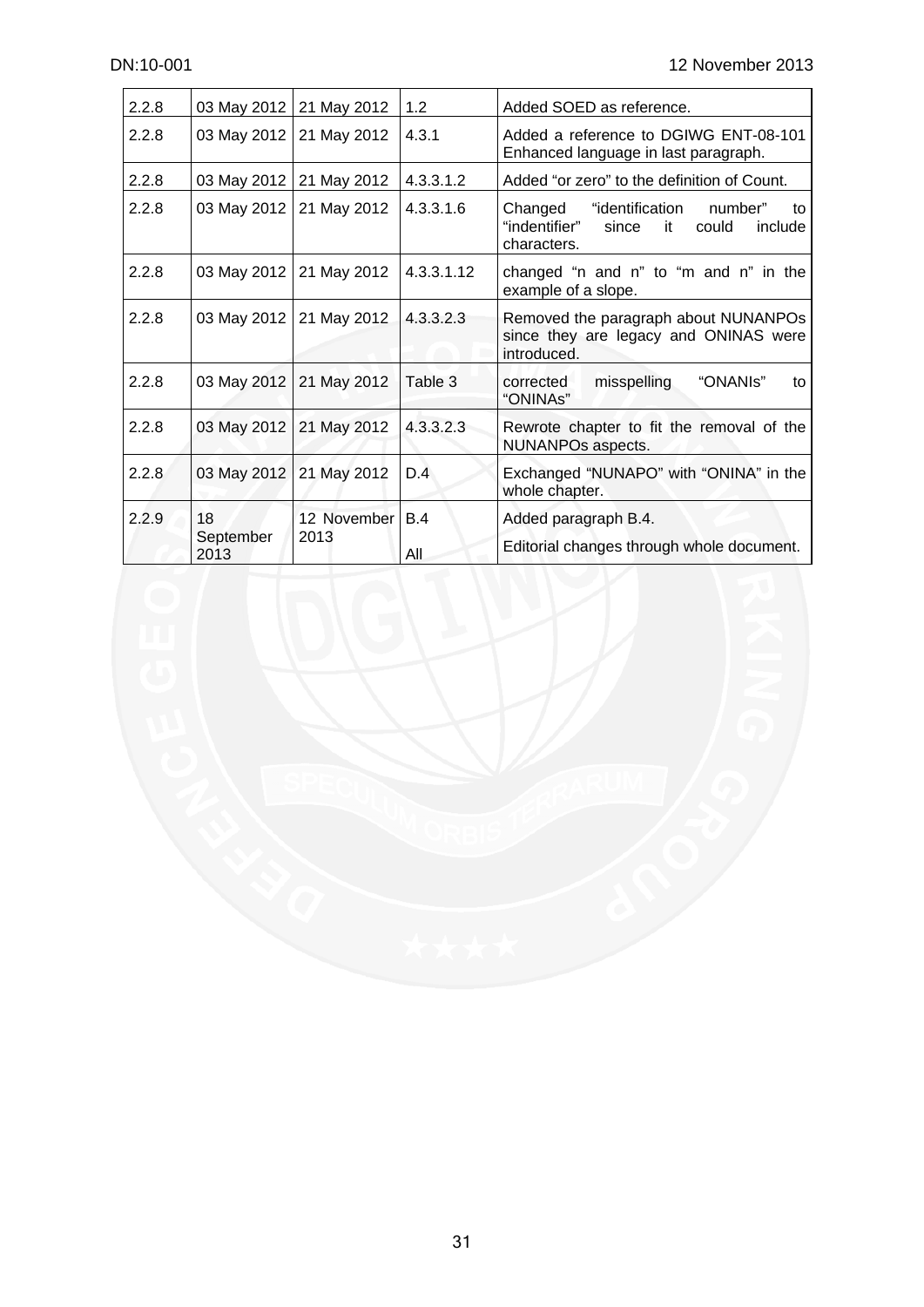| | | | | |
|---|---|---|---|---|
| 2.2.8 | 03 May 2012 | 21 May 2012 | 1.2 | Added SOED as reference. |
| 2.2.8 | 03 May 2012 | 21 May 2012 | 4.3.1 | Added a reference to DGIWG ENT-08-101 Enhanced language in last paragraph. |
| 2.2.8 | 03 May 2012 | 21 May 2012 | 4.3.3.1.2 | Added “or zero” to the definition of Count. |
| 2.2.8 | 03 May 2012 | 21 May 2012 | 4.3.3.1.6 | Changed “identification number” to “indentifier” since it could include characters. |
| 2.2.8 | 03 May 2012 | 21 May 2012 | 4.3.3.1.12 | changed “n and n” to “m and n” in the example of a slope. |
| 2.2.8 | 03 May 2012 | 21 May 2012 | 4.3.3.2.3 | Removed the paragraph about NUNANPOs since they are legacy and ONINAS were introduced. |
| 2.2.8 | 03 May 2012 | 21 May 2012 | Table 3 | corrected misspelling “ONANIs” to “ONINAs” |
| 2.2.8 | 03 May 2012 | 21 May 2012 | 4.3.3.2.3 | Rewrote chapter to fit the removal of the NUNANPOs aspects. |
| 2.2.8 | 03 May 2012 | 21 May 2012 | D.4 | Exchanged “NUNAPO” with “ONINA” in the whole chapter. |
| 2.2.9 | 18 September 2013 | 12 November 2013 | B.4<br>All | Added paragraph B.4.<br>Editorial changes through whole document. |